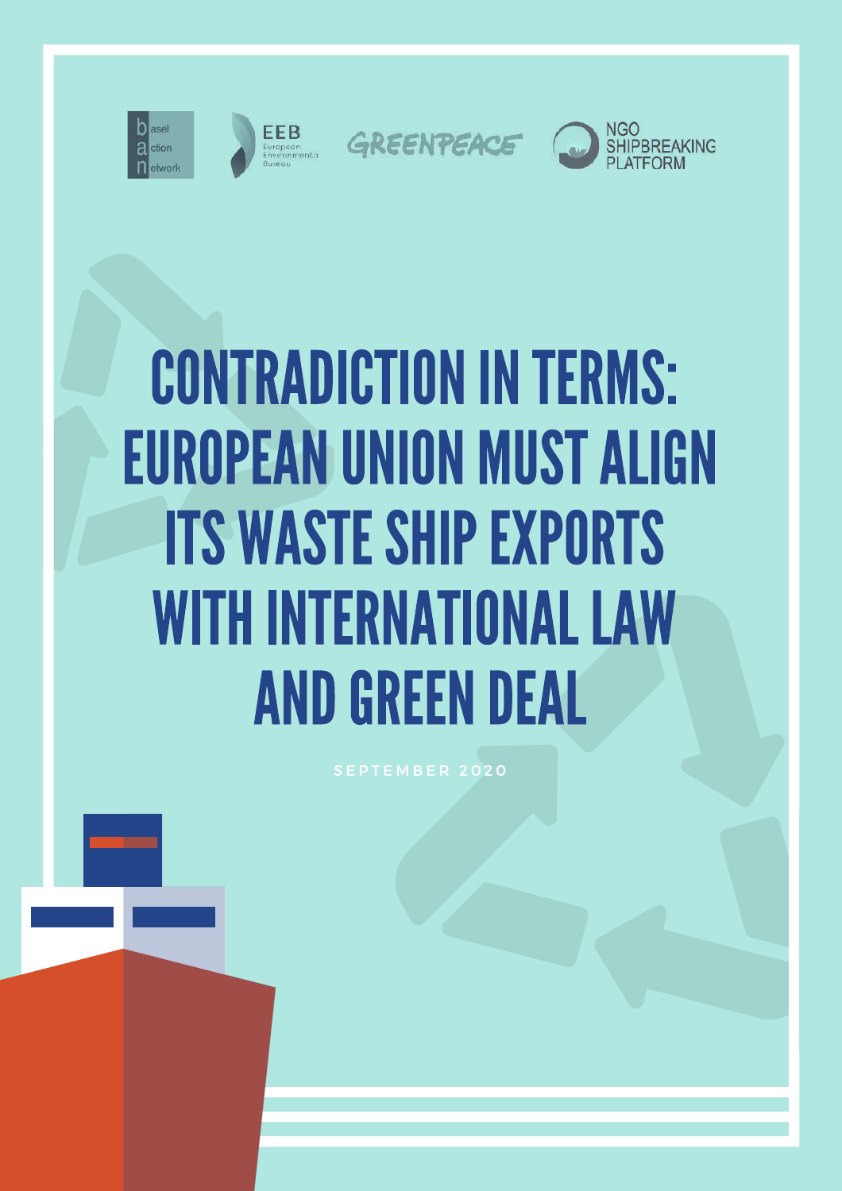basel action network

EEB European Environmental Bureau

GREENPEACE

NGO SHIPBREAKING PLATFORM

# CONTRADICTION IN TERMS: EUROPEAN UNION MUST ALIGN ITS WASTE SHIP EXPORTS WITH INTERNATIONAL LAW AND GREEN DEAL

SEPTEMBER 2020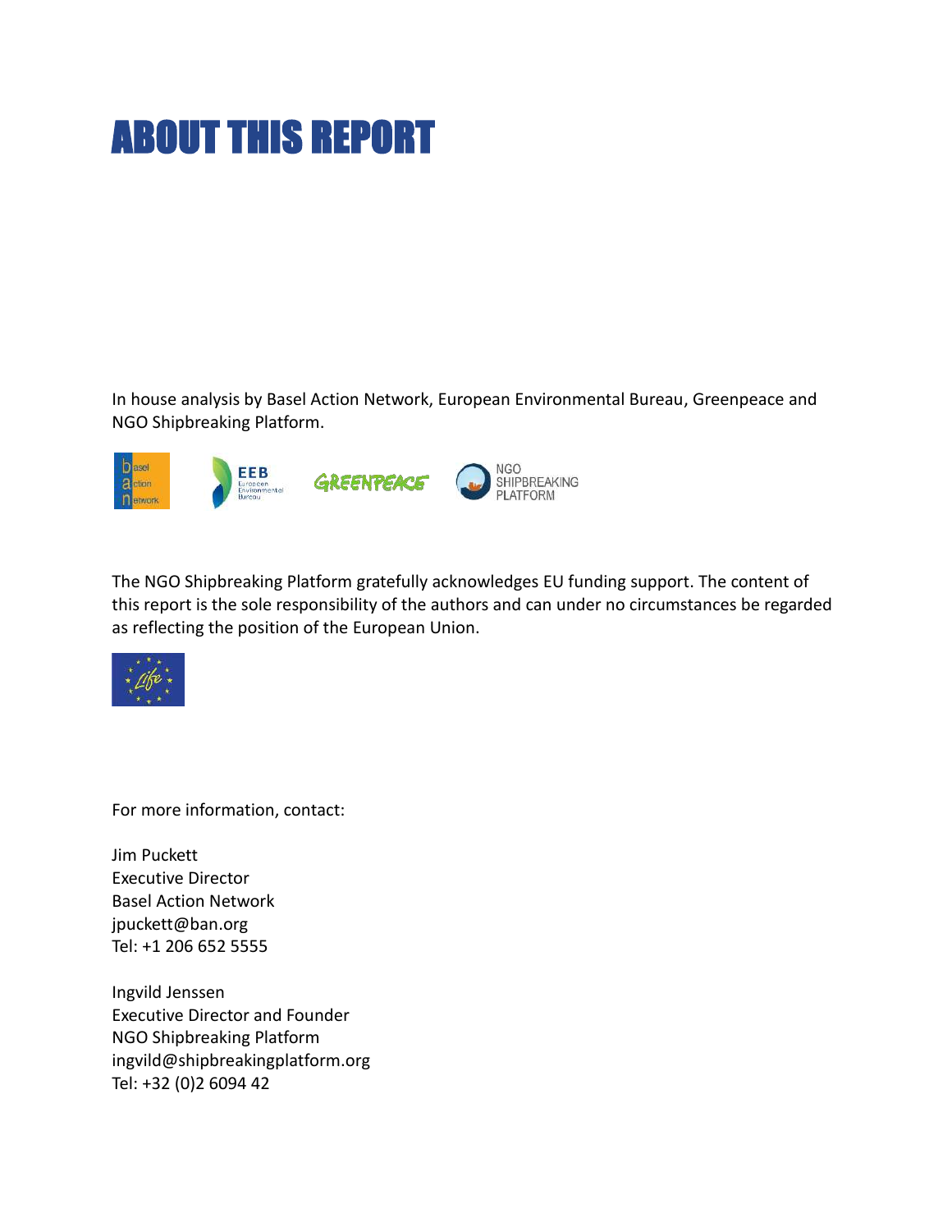# ABOUT THIS REPORT

In house analysis by Basel Action Network, European Environmental Bureau, Greenpeace and NGO Shipbreaking Platform.

The NGO Shipbreaking Platform gratefully acknowledges EU funding support. The content of this report is the sole responsibility of the authors and can under no circumstances be regarded as reflecting the position of the European Union.

For more information, contact:

Jim Puckett
Executive Director
Basel Action Network
jpuckett@ban.org
Tel: +1 206 652 5555

Ingvild Jenssen
Executive Director and Founder
NGO Shipbreaking Platform
ingvild@shipbreakingplatform.org
Tel: +32 (0)2 6094 42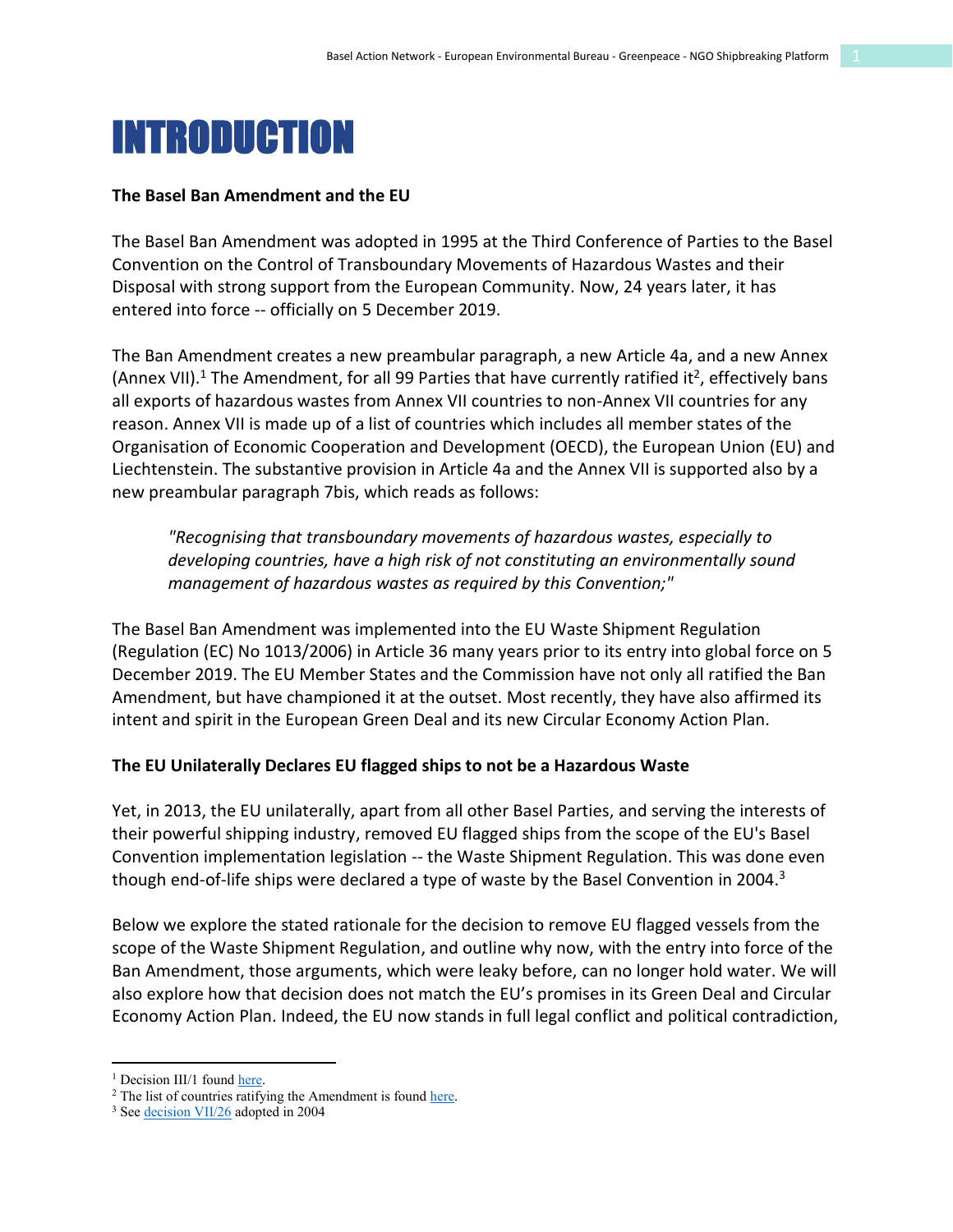# INTRODUCTION

**The Basel Ban Amendment and the EU**

The Basel Ban Amendment was adopted in 1995 at the Third Conference of Parties to the Basel Convention on the Control of Transboundary Movements of Hazardous Wastes and their Disposal with strong support from the European Community. Now, 24 years later, it has entered into force -- officially on 5 December 2019.

The Ban Amendment creates a new preambular paragraph, a new Article 4a, and a new Annex (Annex VII).[1] The Amendment, for all 99 Parties that have currently ratified it[2], effectively bans all exports of hazardous wastes from Annex VII countries to non-Annex VII countries for any reason. Annex VII is made up of a list of countries which includes all member states of the Organisation of Economic Cooperation and Development (OECD), the European Union (EU) and Liechtenstein. The substantive provision in Article 4a and the Annex VII is supported also by a new preambular paragraph 7bis, which reads as follows:

> *"Recognising that transboundary movements of hazardous wastes, especially to developing countries, have a high risk of not constituting an environmentally sound management of hazardous wastes as required by this Convention;"*

The Basel Ban Amendment was implemented into the EU Waste Shipment Regulation (Regulation (EC) No 1013/2006) in Article 36 many years prior to its entry into global force on 5 December 2019. The EU Member States and the Commission have not only all ratified the Ban Amendment, but have championed it at the outset. Most recently, they have also affirmed its intent and spirit in the European Green Deal and its new Circular Economy Action Plan.

**The EU Unilaterally Declares EU flagged ships to not be a Hazardous Waste**

Yet, in 2013, the EU unilaterally, apart from all other Basel Parties, and serving the interests of their powerful shipping industry, removed EU flagged ships from the scope of the EU's Basel Convention implementation legislation -- the Waste Shipment Regulation. This was done even though end-of-life ships were declared a type of waste by the Basel Convention in 2004.[3]

Below we explore the stated rationale for the decision to remove EU flagged vessels from the scope of the Waste Shipment Regulation, and outline why now, with the entry into force of the Ban Amendment, those arguments, which were leaky before, can no longer hold water. We will also explore how that decision does not match the EU's promises in its Green Deal and Circular Economy Action Plan. Indeed, the EU now stands in full legal conflict and political contradiction,

---

[1] Decision III/1 found here.

[2] The list of countries ratifying the Amendment is found here.

[3] See decision VII/26 adopted in 2004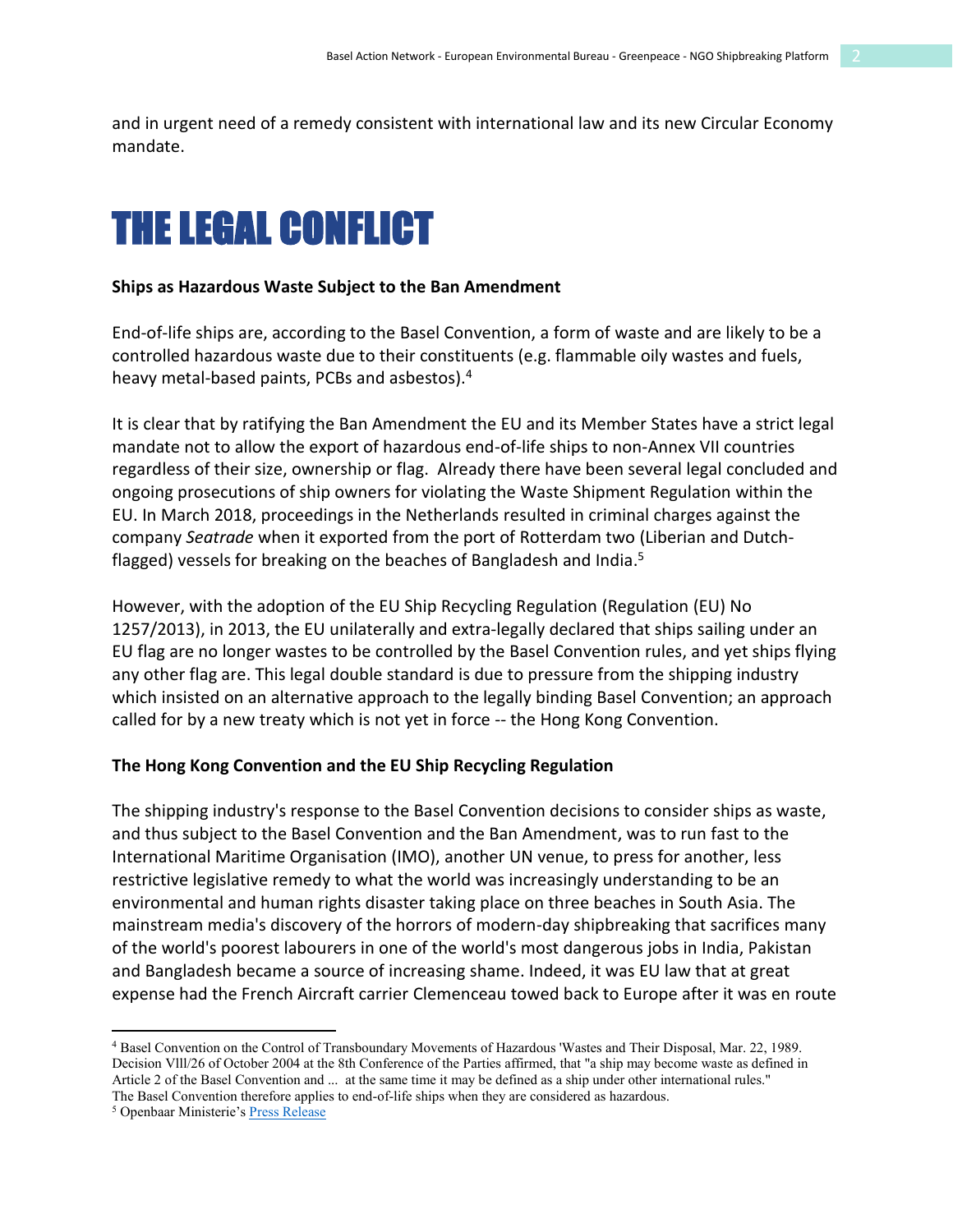and in urgent need of a remedy consistent with international law and its new Circular Economy mandate.

# THE LEGAL CONFLICT

**Ships as Hazardous Waste Subject to the Ban Amendment**

End-of-life ships are, according to the Basel Convention, a form of waste and are likely to be a controlled hazardous waste due to their constituents (e.g. flammable oily wastes and fuels, heavy metal-based paints, PCBs and asbestos).[4]

It is clear that by ratifying the Ban Amendment the EU and its Member States have a strict legal mandate not to allow the export of hazardous end-of-life ships to non-Annex VII countries regardless of their size, ownership or flag. Already there have been several legal concluded and ongoing prosecutions of ship owners for violating the Waste Shipment Regulation within the EU. In March 2018, proceedings in the Netherlands resulted in criminal charges against the company *Seatrade* when it exported from the port of Rotterdam two (Liberian and Dutch-flagged) vessels for breaking on the beaches of Bangladesh and India.[5]

However, with the adoption of the EU Ship Recycling Regulation (Regulation (EU) No 1257/2013), in 2013, the EU unilaterally and extra-legally declared that ships sailing under an EU flag are no longer wastes to be controlled by the Basel Convention rules, and yet ships flying any other flag are. This legal double standard is due to pressure from the shipping industry which insisted on an alternative approach to the legally binding Basel Convention; an approach called for by a new treaty which is not yet in force -- the Hong Kong Convention.

**The Hong Kong Convention and the EU Ship Recycling Regulation**

The shipping industry's response to the Basel Convention decisions to consider ships as waste, and thus subject to the Basel Convention and the Ban Amendment, was to run fast to the International Maritime Organisation (IMO), another UN venue, to press for another, less restrictive legislative remedy to what the world was increasingly understanding to be an environmental and human rights disaster taking place on three beaches in South Asia. The mainstream media's discovery of the horrors of modern-day shipbreaking that sacrifices many of the world's poorest labourers in one of the world's most dangerous jobs in India, Pakistan and Bangladesh became a source of increasing shame. Indeed, it was EU law that at great expense had the French Aircraft carrier Clemenceau towed back to Europe after it was en route

---

[4] Basel Convention on the Control of Transboundary Movements of Hazardous 'Wastes and Their Disposal, Mar. 22, 1989. Decision VIII/26 of October 2004 at the 8th Conference of the Parties affirmed, that "a ship may become waste as defined in Article 2 of the Basel Convention and ... at the same time it may be defined as a ship under other international rules." The Basel Convention therefore applies to end-of-life ships when they are considered as hazardous.

[5] Openbaar Ministerie's Press Release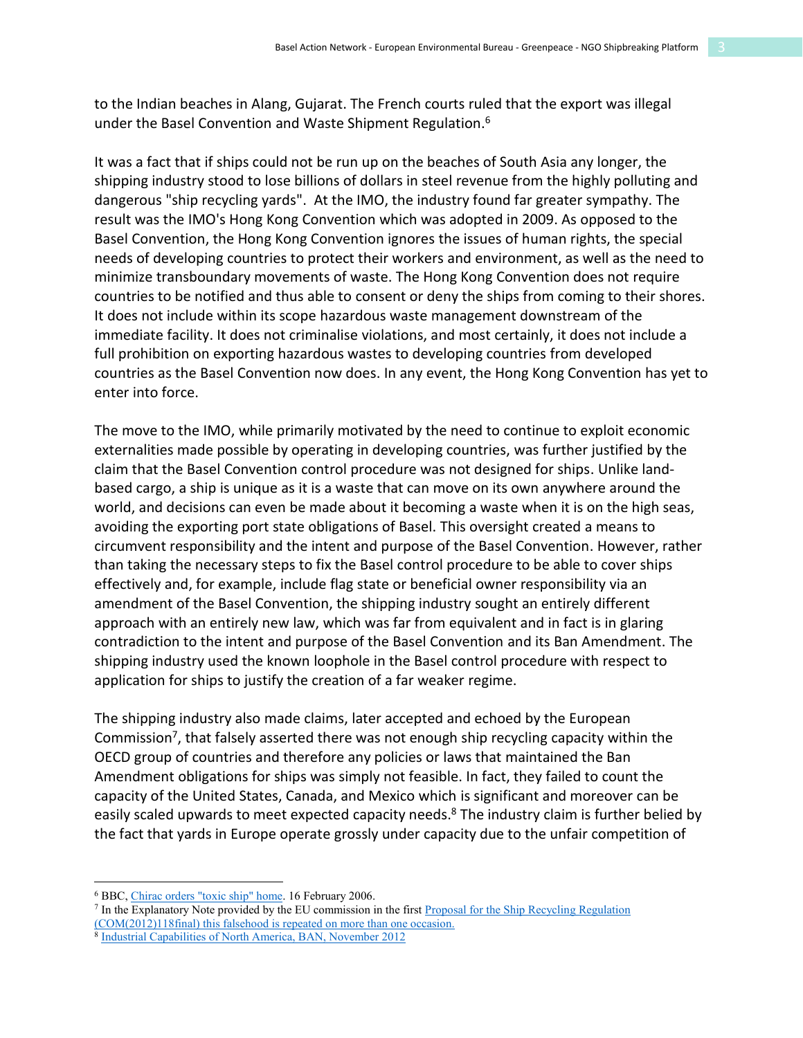to the Indian beaches in Alang, Gujarat. The French courts ruled that the export was illegal under the Basel Convention and Waste Shipment Regulation.[6]

It was a fact that if ships could not be run up on the beaches of South Asia any longer, the shipping industry stood to lose billions of dollars in steel revenue from the highly polluting and dangerous "ship recycling yards". At the IMO, the industry found far greater sympathy. The result was the IMO's Hong Kong Convention which was adopted in 2009. As opposed to the Basel Convention, the Hong Kong Convention ignores the issues of human rights, the special needs of developing countries to protect their workers and environment, as well as the need to minimize transboundary movements of waste. The Hong Kong Convention does not require countries to be notified and thus able to consent or deny the ships from coming to their shores. It does not include within its scope hazardous waste management downstream of the immediate facility. It does not criminalise violations, and most certainly, it does not include a full prohibition on exporting hazardous wastes to developing countries from developed countries as the Basel Convention now does. In any event, the Hong Kong Convention has yet to enter into force.

The move to the IMO, while primarily motivated by the need to continue to exploit economic externalities made possible by operating in developing countries, was further justified by the claim that the Basel Convention control procedure was not designed for ships. Unlike land-based cargo, a ship is unique as it is a waste that can move on its own anywhere around the world, and decisions can even be made about it becoming a waste when it is on the high seas, avoiding the exporting port state obligations of Basel. This oversight created a means to circumvent responsibility and the intent and purpose of the Basel Convention. However, rather than taking the necessary steps to fix the Basel control procedure to be able to cover ships effectively and, for example, include flag state or beneficial owner responsibility via an amendment of the Basel Convention, the shipping industry sought an entirely different approach with an entirely new law, which was far from equivalent and in fact is in glaring contradiction to the intent and purpose of the Basel Convention and its Ban Amendment. The shipping industry used the known loophole in the Basel control procedure with respect to application for ships to justify the creation of a far weaker regime.

The shipping industry also made claims, later accepted and echoed by the European Commission[7], that falsely asserted there was not enough ship recycling capacity within the OECD group of countries and therefore any policies or laws that maintained the Ban Amendment obligations for ships was simply not feasible. In fact, they failed to count the capacity of the United States, Canada, and Mexico which is significant and moreover can be easily scaled upwards to meet expected capacity needs.[8] The industry claim is further belied by the fact that yards in Europe operate grossly under capacity due to the unfair competition of

---

[6] BBC, Chirac orders "toxic ship" home. 16 February 2006.

[7] In the Explanatory Note provided by the EU commission in the first Proposal for the Ship Recycling Regulation (COM(2012)118final) this falsehood is repeated on more than one occasion.

[8] Industrial Capabilities of North America, BAN, November 2012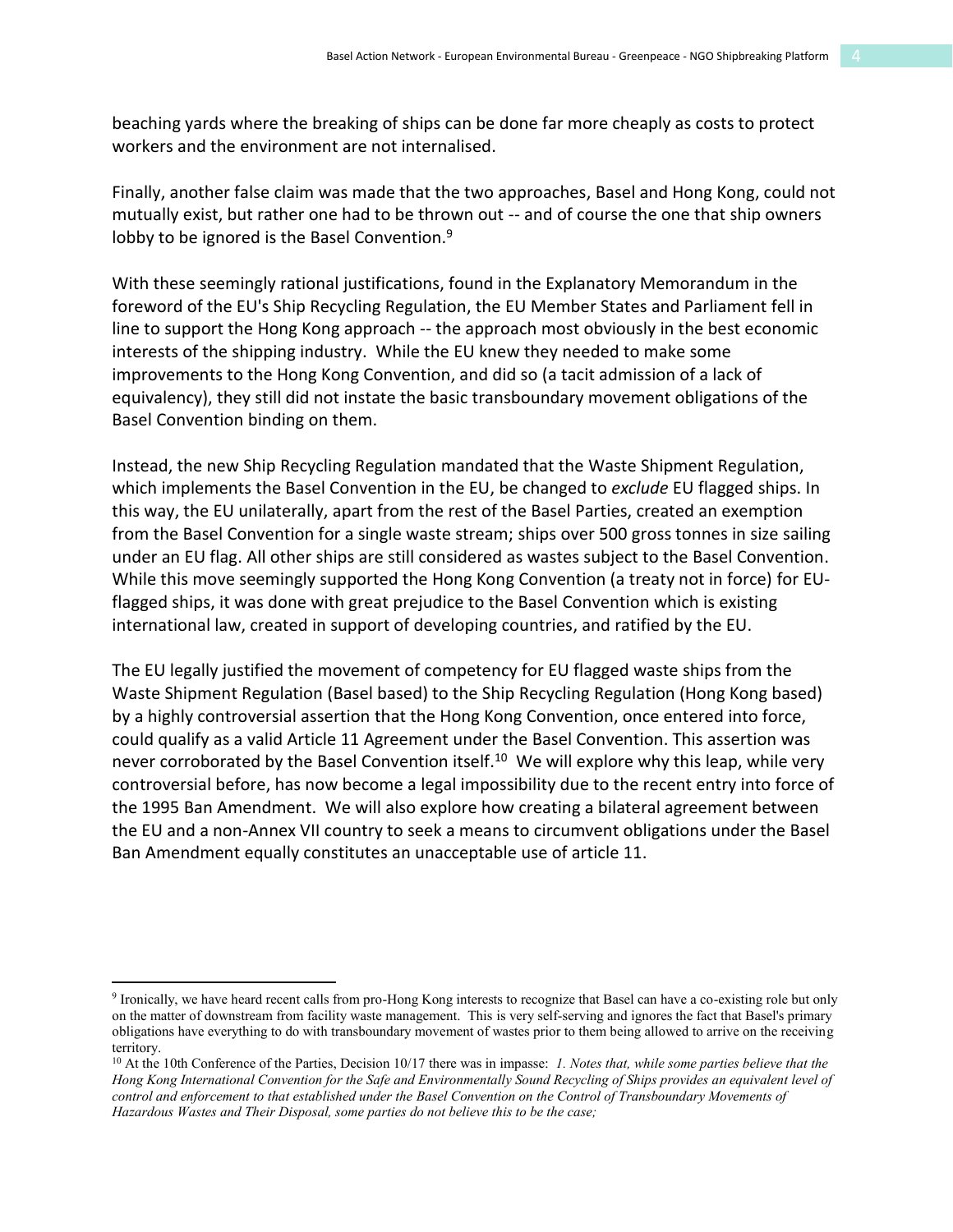beaching yards where the breaking of ships can be done far more cheaply as costs to protect workers and the environment are not internalised.

Finally, another false claim was made that the two approaches, Basel and Hong Kong, could not mutually exist, but rather one had to be thrown out -- and of course the one that ship owners lobby to be ignored is the Basel Convention.[9]

With these seemingly rational justifications, found in the Explanatory Memorandum in the foreword of the EU's Ship Recycling Regulation, the EU Member States and Parliament fell in line to support the Hong Kong approach -- the approach most obviously in the best economic interests of the shipping industry. While the EU knew they needed to make some improvements to the Hong Kong Convention, and did so (a tacit admission of a lack of equivalency), they still did not instate the basic transboundary movement obligations of the Basel Convention binding on them.

Instead, the new Ship Recycling Regulation mandated that the Waste Shipment Regulation, which implements the Basel Convention in the EU, be changed to *exclude* EU flagged ships. In this way, the EU unilaterally, apart from the rest of the Basel Parties, created an exemption from the Basel Convention for a single waste stream; ships over 500 gross tonnes in size sailing under an EU flag. All other ships are still considered as wastes subject to the Basel Convention. While this move seemingly supported the Hong Kong Convention (a treaty not in force) for EU-flagged ships, it was done with great prejudice to the Basel Convention which is existing international law, created in support of developing countries, and ratified by the EU.

The EU legally justified the movement of competency for EU flagged waste ships from the Waste Shipment Regulation (Basel based) to the Ship Recycling Regulation (Hong Kong based) by a highly controversial assertion that the Hong Kong Convention, once entered into force, could qualify as a valid Article 11 Agreement under the Basel Convention. This assertion was never corroborated by the Basel Convention itself.[10] We will explore why this leap, while very controversial before, has now become a legal impossibility due to the recent entry into force of the 1995 Ban Amendment. We will also explore how creating a bilateral agreement between the EU and a non-Annex VII country to seek a means to circumvent obligations under the Basel Ban Amendment equally constitutes an unacceptable use of article 11.

---

[9] Ironically, we have heard recent calls from pro-Hong Kong interests to recognize that Basel can have a co-existing role but only on the matter of downstream from facility waste management. This is very self-serving and ignores the fact that Basel's primary obligations have everything to do with transboundary movement of wastes prior to them being allowed to arrive on the receiving territory.

[10] At the 10th Conference of the Parties, Decision 10/17 there was in impasse: *1. Notes that, while some parties believe that the Hong Kong International Convention for the Safe and Environmentally Sound Recycling of Ships provides an equivalent level of control and enforcement to that established under the Basel Convention on the Control of Transboundary Movements of Hazardous Wastes and Their Disposal, some parties do not believe this to be the case;*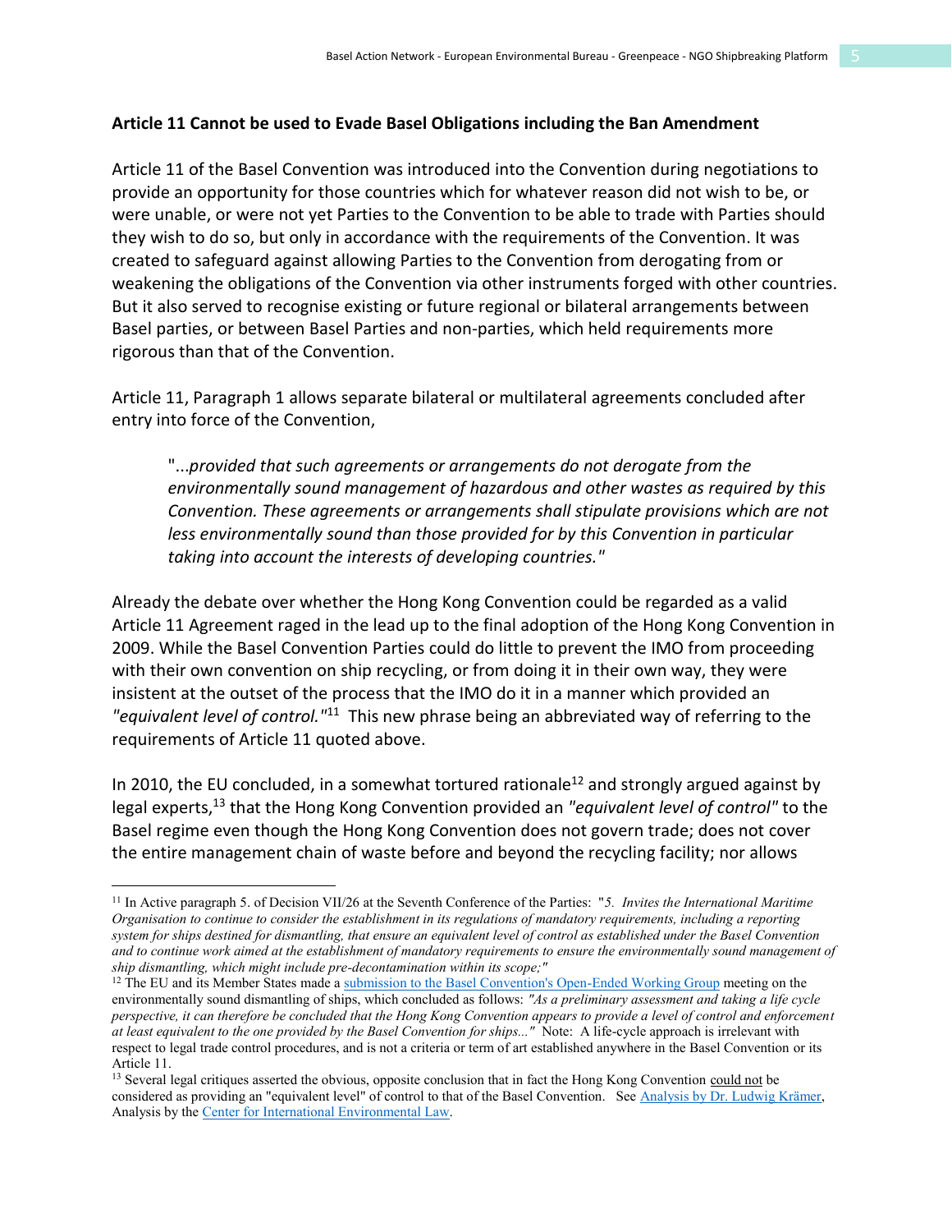**Article 11 Cannot be used to Evade Basel Obligations including the Ban Amendment**

Article 11 of the Basel Convention was introduced into the Convention during negotiations to provide an opportunity for those countries which for whatever reason did not wish to be, or were unable, or were not yet Parties to the Convention to be able to trade with Parties should they wish to do so, but only in accordance with the requirements of the Convention. It was created to safeguard against allowing Parties to the Convention from derogating from or weakening the obligations of the Convention via other instruments forged with other countries. But it also served to recognise existing or future regional or bilateral arrangements between Basel parties, or between Basel Parties and non-parties, which held requirements more rigorous than that of the Convention.

Article 11, Paragraph 1 allows separate bilateral or multilateral agreements concluded after entry into force of the Convention,

> "...*provided that such agreements or arrangements do not derogate from the environmentally sound management of hazardous and other wastes as required by this Convention. These agreements or arrangements shall stipulate provisions which are not less environmentally sound than those provided for by this Convention in particular taking into account the interests of developing countries.*"

Already the debate over whether the Hong Kong Convention could be regarded as a valid Article 11 Agreement raged in the lead up to the final adoption of the Hong Kong Convention in 2009. While the Basel Convention Parties could do little to prevent the IMO from proceeding with their own convention on ship recycling, or from doing it in their own way, they were insistent at the outset of the process that the IMO do it in a manner which provided an *"equivalent level of control."*[11] This new phrase being an abbreviated way of referring to the requirements of Article 11 quoted above.

In 2010, the EU concluded, in a somewhat tortured rationale[12] and strongly argued against by legal experts,[13] that the Hong Kong Convention provided an *"equivalent level of control"* to the Basel regime even though the Hong Kong Convention does not govern trade; does not cover the entire management chain of waste before and beyond the recycling facility; nor allows

---

[11] In Active paragraph 5. of Decision VII/26 at the Seventh Conference of the Parties: "*5. Invites the International Maritime Organisation to continue to consider the establishment in its regulations of mandatory requirements, including a reporting system for ships destined for dismantling, that ensure an equivalent level of control as established under the Basel Convention and to continue work aimed at the establishment of mandatory requirements to ensure the environmentally sound management of ship dismantling, which might include pre-decontamination within its scope;"*

[12] The EU and its Member States made a submission to the Basel Convention's Open-Ended Working Group meeting on the environmentally sound dismantling of ships, which concluded as follows: *"As a preliminary assessment and taking a life cycle perspective, it can therefore be concluded that the Hong Kong Convention appears to provide a level of control and enforcement at least equivalent to the one provided by the Basel Convention for ships..."* Note: A life-cycle approach is irrelevant with respect to legal trade control procedures, and is not a criteria or term of art established anywhere in the Basel Convention or its Article 11.

[13] Several legal critiques asserted the obvious, opposite conclusion that in fact the Hong Kong Convention could not be considered as providing an "equivalent level" of control to that of the Basel Convention. See Analysis by Dr. Ludwig Krämer, Analysis by the Center for International Environmental Law.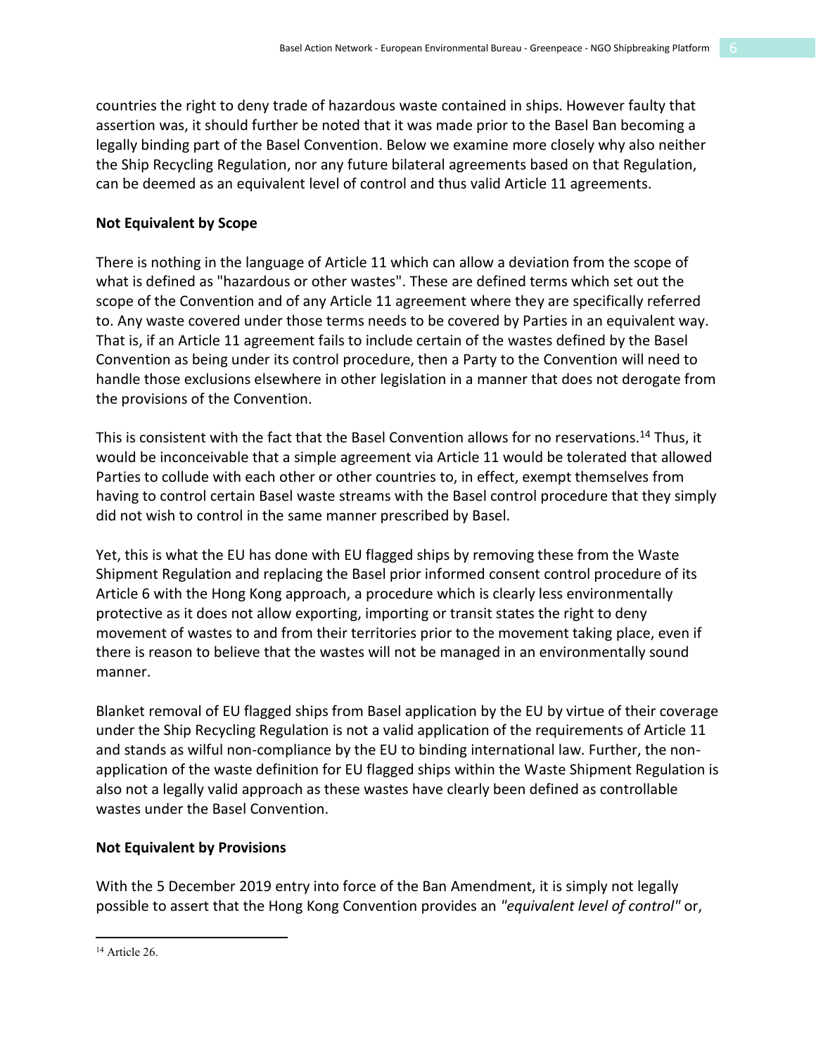countries the right to deny trade of hazardous waste contained in ships. However faulty that assertion was, it should further be noted that it was made prior to the Basel Ban becoming a legally binding part of the Basel Convention. Below we examine more closely why also neither the Ship Recycling Regulation, nor any future bilateral agreements based on that Regulation, can be deemed as an equivalent level of control and thus valid Article 11 agreements.

**Not Equivalent by Scope**

There is nothing in the language of Article 11 which can allow a deviation from the scope of what is defined as "hazardous or other wastes". These are defined terms which set out the scope of the Convention and of any Article 11 agreement where they are specifically referred to. Any waste covered under those terms needs to be covered by Parties in an equivalent way. That is, if an Article 11 agreement fails to include certain of the wastes defined by the Basel Convention as being under its control procedure, then a Party to the Convention will need to handle those exclusions elsewhere in other legislation in a manner that does not derogate from the provisions of the Convention.

This is consistent with the fact that the Basel Convention allows for no reservations.[14] Thus, it would be inconceivable that a simple agreement via Article 11 would be tolerated that allowed Parties to collude with each other or other countries to, in effect, exempt themselves from having to control certain Basel waste streams with the Basel control procedure that they simply did not wish to control in the same manner prescribed by Basel.

Yet, this is what the EU has done with EU flagged ships by removing these from the Waste Shipment Regulation and replacing the Basel prior informed consent control procedure of its Article 6 with the Hong Kong approach, a procedure which is clearly less environmentally protective as it does not allow exporting, importing or transit states the right to deny movement of wastes to and from their territories prior to the movement taking place, even if there is reason to believe that the wastes will not be managed in an environmentally sound manner.

Blanket removal of EU flagged ships from Basel application by the EU by virtue of their coverage under the Ship Recycling Regulation is not a valid application of the requirements of Article 11 and stands as wilful non-compliance by the EU to binding international law. Further, the non-application of the waste definition for EU flagged ships within the Waste Shipment Regulation is also not a legally valid approach as these wastes have clearly been defined as controllable wastes under the Basel Convention.

**Not Equivalent by Provisions**

With the 5 December 2019 entry into force of the Ban Amendment, it is simply not legally possible to assert that the Hong Kong Convention provides an *"equivalent level of control"* or,

[14] Article 26.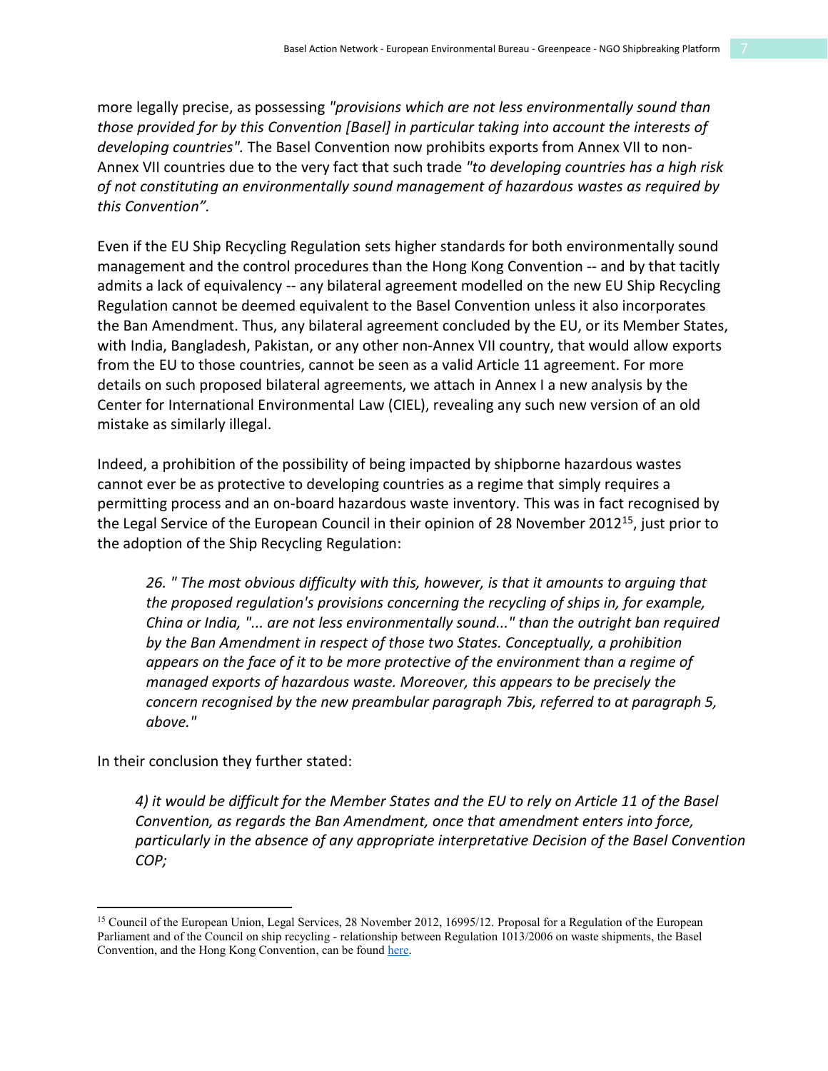more legally precise, as possessing *"provisions which are not less environmentally sound than those provided for by this Convention [Basel] in particular taking into account the interests of developing countries".* The Basel Convention now prohibits exports from Annex VII to non-Annex VII countries due to the very fact that such trade *"to developing countries has a high risk of not constituting an environmentally sound management of hazardous wastes as required by this Convention".*

Even if the EU Ship Recycling Regulation sets higher standards for both environmentally sound management and the control procedures than the Hong Kong Convention -- and by that tacitly admits a lack of equivalency -- any bilateral agreement modelled on the new EU Ship Recycling Regulation cannot be deemed equivalent to the Basel Convention unless it also incorporates the Ban Amendment. Thus, any bilateral agreement concluded by the EU, or its Member States, with India, Bangladesh, Pakistan, or any other non-Annex VII country, that would allow exports from the EU to those countries, cannot be seen as a valid Article 11 agreement. For more details on such proposed bilateral agreements, we attach in Annex I a new analysis by the Center for International Environmental Law (CIEL), revealing any such new version of an old mistake as similarly illegal.

Indeed, a prohibition of the possibility of being impacted by shipborne hazardous wastes cannot ever be as protective to developing countries as a regime that simply requires a permitting process and an on-board hazardous waste inventory. This was in fact recognised by the Legal Service of the European Council in their opinion of 28 November 2012[15], just prior to the adoption of the Ship Recycling Regulation:

> *26. " The most obvious difficulty with this, however, is that it amounts to arguing that the proposed regulation's provisions concerning the recycling of ships in, for example, China or India, "... are not less environmentally sound..." than the outright ban required by the Ban Amendment in respect of those two States. Conceptually, a prohibition appears on the face of it to be more protective of the environment than a regime of managed exports of hazardous waste. Moreover, this appears to be precisely the concern recognised by the new preambular paragraph 7bis, referred to at paragraph 5, above."*

In their conclusion they further stated:

> *4) it would be difficult for the Member States and the EU to rely on Article 11 of the Basel Convention, as regards the Ban Amendment, once that amendment enters into force, particularly in the absence of any appropriate interpretative Decision of the Basel Convention COP;*

---

[15] Council of the European Union, Legal Services, 28 November 2012, 16995/12. Proposal for a Regulation of the European Parliament and of the Council on ship recycling - relationship between Regulation 1013/2006 on waste shipments, the Basel Convention, and the Hong Kong Convention, can be found here.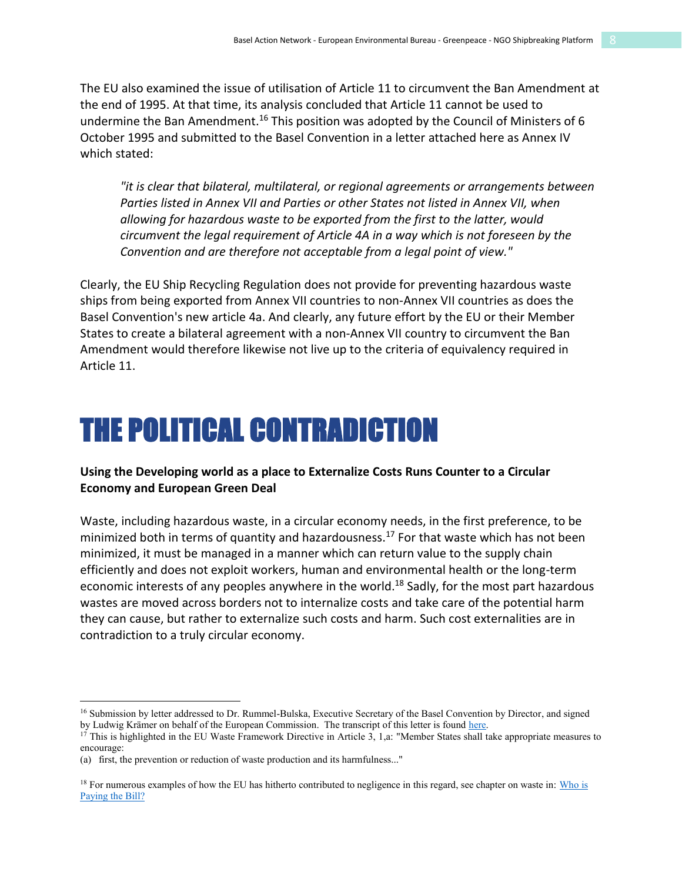The EU also examined the issue of utilisation of Article 11 to circumvent the Ban Amendment at the end of 1995. At that time, its analysis concluded that Article 11 cannot be used to undermine the Ban Amendment.[16] This position was adopted by the Council of Ministers of 6 October 1995 and submitted to the Basel Convention in a letter attached here as Annex IV which stated:

> *"it is clear that bilateral, multilateral, or regional agreements or arrangements between Parties listed in Annex VII and Parties or other States not listed in Annex VII, when allowing for hazardous waste to be exported from the first to the latter, would circumvent the legal requirement of Article 4A in a way which is not foreseen by the Convention and are therefore not acceptable from a legal point of view."*

Clearly, the EU Ship Recycling Regulation does not provide for preventing hazardous waste ships from being exported from Annex VII countries to non-Annex VII countries as does the Basel Convention's new article 4a. And clearly, any future effort by the EU or their Member States to create a bilateral agreement with a non-Annex VII country to circumvent the Ban Amendment would therefore likewise not live up to the criteria of equivalency required in Article 11.

# THE POLITICAL CONTRADICTION

**Using the Developing world as a place to Externalize Costs Runs Counter to a Circular Economy and European Green Deal**

Waste, including hazardous waste, in a circular economy needs, in the first preference, to be minimized both in terms of quantity and hazardousness.[17] For that waste which has not been minimized, it must be managed in a manner which can return value to the supply chain efficiently and does not exploit workers, human and environmental health or the long-term economic interests of any peoples anywhere in the world.[18] Sadly, for the most part hazardous wastes are moved across borders not to internalize costs and take care of the potential harm they can cause, but rather to externalize such costs and harm. Such cost externalities are in contradiction to a truly circular economy.

---

[16] Submission by letter addressed to Dr. Rummel-Bulska, Executive Secretary of the Basel Convention by Director, and signed by Ludwig Krämer on behalf of the European Commission. The transcript of this letter is found here.

[17] This is highlighted in the EU Waste Framework Directive in Article 3, 1,a: "Member States shall take appropriate measures to encourage:
(a) first, the prevention or reduction of waste production and its harmfulness..."

[18] For numerous examples of how the EU has hitherto contributed to negligence in this regard, see chapter on waste in: Who is Paying the Bill?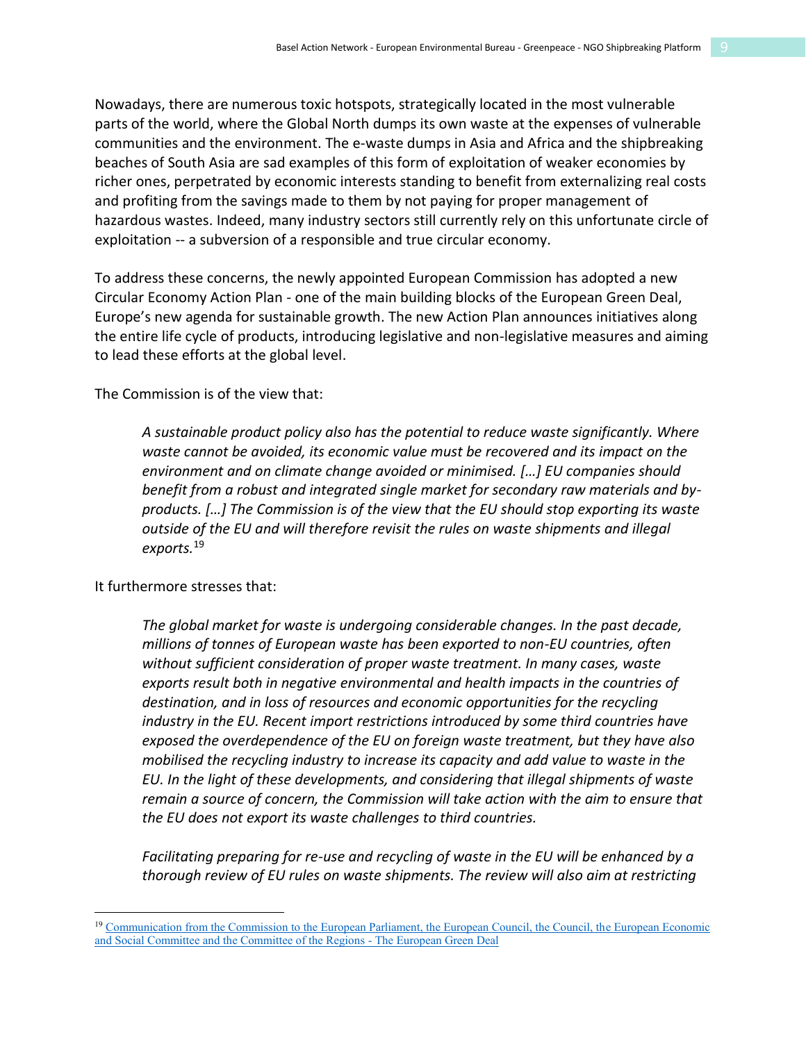Nowadays, there are numerous toxic hotspots, strategically located in the most vulnerable parts of the world, where the Global North dumps its own waste at the expenses of vulnerable communities and the environment. The e-waste dumps in Asia and Africa and the shipbreaking beaches of South Asia are sad examples of this form of exploitation of weaker economies by richer ones, perpetrated by economic interests standing to benefit from externalizing real costs and profiting from the savings made to them by not paying for proper management of hazardous wastes. Indeed, many industry sectors still currently rely on this unfortunate circle of exploitation -- a subversion of a responsible and true circular economy.

To address these concerns, the newly appointed European Commission has adopted a new Circular Economy Action Plan - one of the main building blocks of the European Green Deal, Europe's new agenda for sustainable growth. The new Action Plan announces initiatives along the entire life cycle of products, introducing legislative and non-legislative measures and aiming to lead these efforts at the global level.

The Commission is of the view that:

> *A sustainable product policy also has the potential to reduce waste significantly. Where waste cannot be avoided, its economic value must be recovered and its impact on the environment and on climate change avoided or minimised. […] EU companies should benefit from a robust and integrated single market for secondary raw materials and by-products. […] The Commission is of the view that the EU should stop exporting its waste outside of the EU and will therefore revisit the rules on waste shipments and illegal exports.*[19]

It furthermore stresses that:

> *The global market for waste is undergoing considerable changes. In the past decade, millions of tonnes of European waste has been exported to non-EU countries, often without sufficient consideration of proper waste treatment. In many cases, waste exports result both in negative environmental and health impacts in the countries of destination, and in loss of resources and economic opportunities for the recycling industry in the EU. Recent import restrictions introduced by some third countries have exposed the overdependence of the EU on foreign waste treatment, but they have also mobilised the recycling industry to increase its capacity and add value to waste in the EU. In the light of these developments, and considering that illegal shipments of waste remain a source of concern, the Commission will take action with the aim to ensure that the EU does not export its waste challenges to third countries.*
>
> *Facilitating preparing for re-use and recycling of waste in the EU will be enhanced by a thorough review of EU rules on waste shipments. The review will also aim at restricting*

---

[19] Communication from the Commission to the European Parliament, the European Council, the Council, the European Economic and Social Committee and the Committee of the Regions - The European Green Deal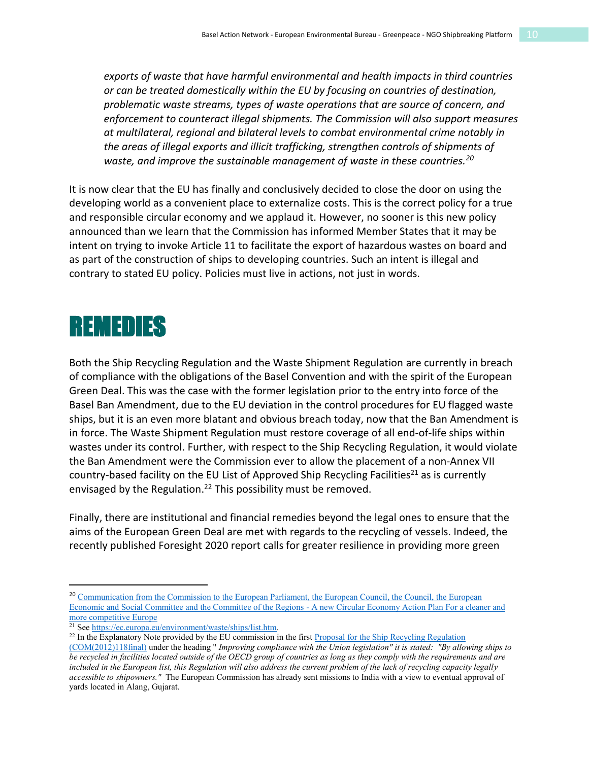*exports of waste that have harmful environmental and health impacts in third countries or can be treated domestically within the EU by focusing on countries of destination, problematic waste streams, types of waste operations that are source of concern, and enforcement to counteract illegal shipments. The Commission will also support measures at multilateral, regional and bilateral levels to combat environmental crime notably in the areas of illegal exports and illicit trafficking, strengthen controls of shipments of waste, and improve the sustainable management of waste in these countries.*[20]

It is now clear that the EU has finally and conclusively decided to close the door on using the developing world as a convenient place to externalize costs. This is the correct policy for a true and responsible circular economy and we applaud it. However, no sooner is this new policy announced than we learn that the Commission has informed Member States that it may be intent on trying to invoke Article 11 to facilitate the export of hazardous wastes on board and as part of the construction of ships to developing countries. Such an intent is illegal and contrary to stated EU policy. Policies must live in actions, not just in words.

# REMEDIES

Both the Ship Recycling Regulation and the Waste Shipment Regulation are currently in breach of compliance with the obligations of the Basel Convention and with the spirit of the European Green Deal. This was the case with the former legislation prior to the entry into force of the Basel Ban Amendment, due to the EU deviation in the control procedures for EU flagged waste ships, but it is an even more blatant and obvious breach today, now that the Ban Amendment is in force. The Waste Shipment Regulation must restore coverage of all end-of-life ships within wastes under its control. Further, with respect to the Ship Recycling Regulation, it would violate the Ban Amendment were the Commission ever to allow the placement of a non-Annex VII country-based facility on the EU List of Approved Ship Recycling Facilities[21] as is currently envisaged by the Regulation.[22] This possibility must be removed.

Finally, there are institutional and financial remedies beyond the legal ones to ensure that the aims of the European Green Deal are met with regards to the recycling of vessels. Indeed, the recently published Foresight 2020 report calls for greater resilience in providing more green

---

[20] Communication from the Commission to the European Parliament, the European Council, the Council, the European Economic and Social Committee and the Committee of the Regions - A new Circular Economy Action Plan For a cleaner and more competitive Europe

[21] See https://ec.europa.eu/environment/waste/ships/list.htm.

[22] In the Explanatory Note provided by the EU commission in the first Proposal for the Ship Recycling Regulation (COM(2012)118final) under the heading " *Improving compliance with the Union legislation" it is stated: "By allowing ships to be recycled in facilities located outside of the OECD group of countries as long as they comply with the requirements and are included in the European list, this Regulation will also address the current problem of the lack of recycling capacity legally accessible to shipowners."* The European Commission has already sent missions to India with a view to eventual approval of yards located in Alang, Gujarat.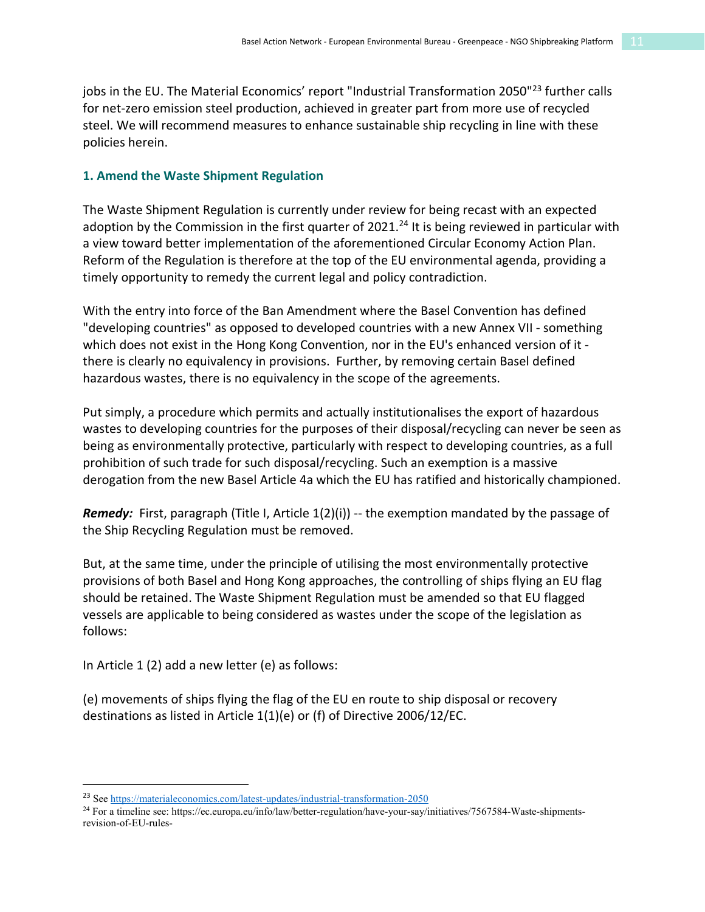jobs in the EU. The Material Economics' report "Industrial Transformation 2050"[23] further calls for net-zero emission steel production, achieved in greater part from more use of recycled steel. We will recommend measures to enhance sustainable ship recycling in line with these policies herein.

### 1. Amend the Waste Shipment Regulation

The Waste Shipment Regulation is currently under review for being recast with an expected adoption by the Commission in the first quarter of 2021.[24] It is being reviewed in particular with a view toward better implementation of the aforementioned Circular Economy Action Plan. Reform of the Regulation is therefore at the top of the EU environmental agenda, providing a timely opportunity to remedy the current legal and policy contradiction.

With the entry into force of the Ban Amendment where the Basel Convention has defined "developing countries" as opposed to developed countries with a new Annex VII - something which does not exist in the Hong Kong Convention, nor in the EU's enhanced version of it - there is clearly no equivalency in provisions. Further, by removing certain Basel defined hazardous wastes, there is no equivalency in the scope of the agreements.

Put simply, a procedure which permits and actually institutionalises the export of hazardous wastes to developing countries for the purposes of their disposal/recycling can never be seen as being as environmentally protective, particularly with respect to developing countries, as a full prohibition of such trade for such disposal/recycling. Such an exemption is a massive derogation from the new Basel Article 4a which the EU has ratified and historically championed.

***Remedy:*** First, paragraph (Title I, Article 1(2)(i)) -- the exemption mandated by the passage of the Ship Recycling Regulation must be removed.

But, at the same time, under the principle of utilising the most environmentally protective provisions of both Basel and Hong Kong approaches, the controlling of ships flying an EU flag should be retained. The Waste Shipment Regulation must be amended so that EU flagged vessels are applicable to being considered as wastes under the scope of the legislation as follows:

In Article 1 (2) add a new letter (e) as follows:

(e) movements of ships flying the flag of the EU en route to ship disposal or recovery destinations as listed in Article 1(1)(e) or (f) of Directive 2006/12/EC.

---

[23] See https://materialeconomics.com/latest-updates/industrial-transformation-2050

[24] For a timeline see: https://ec.europa.eu/info/law/better-regulation/have-your-say/initiatives/7567584-Waste-shipments-revision-of-EU-rules-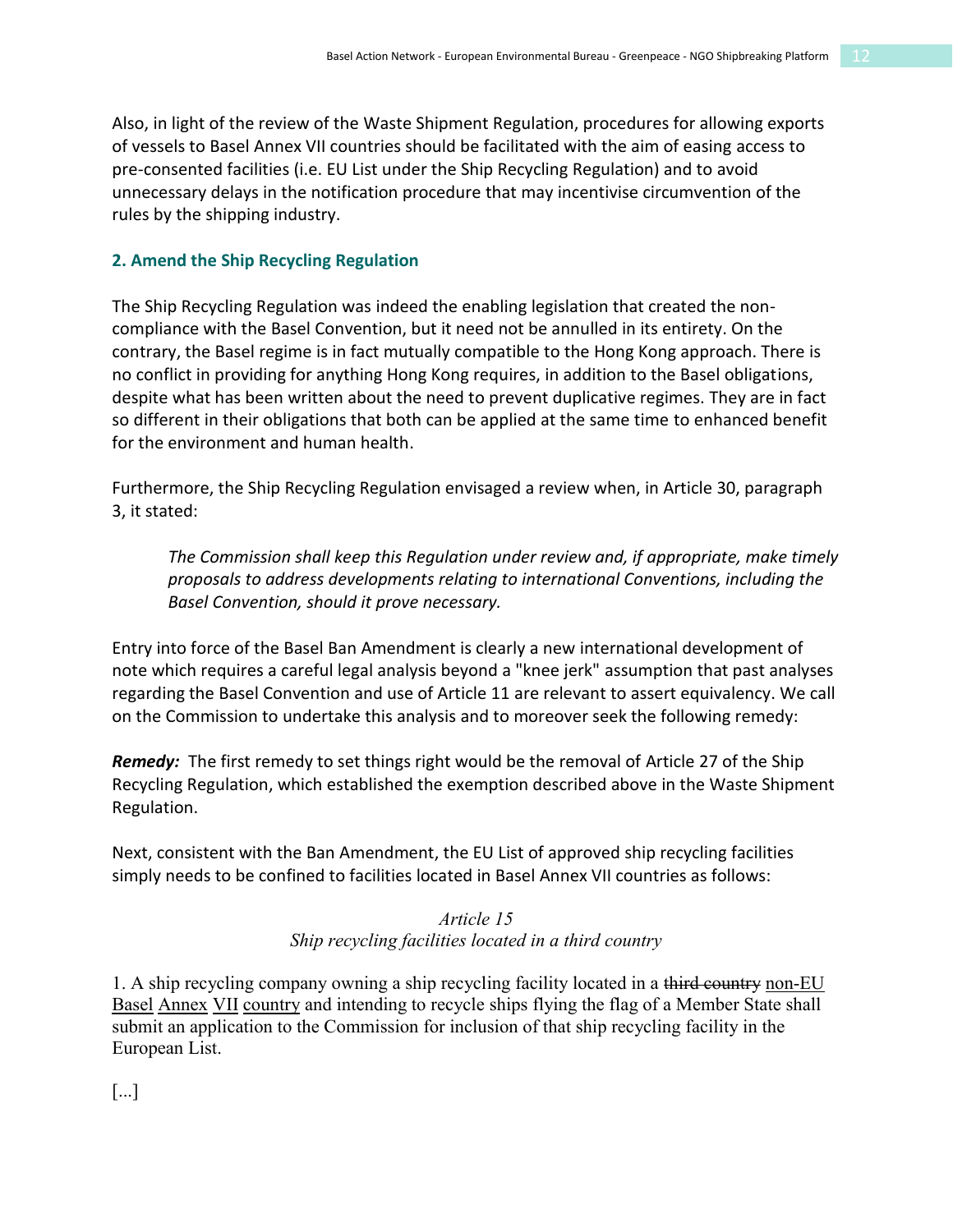Also, in light of the review of the Waste Shipment Regulation, procedures for allowing exports of vessels to Basel Annex VII countries should be facilitated with the aim of easing access to pre-consented facilities (i.e. EU List under the Ship Recycling Regulation) and to avoid unnecessary delays in the notification procedure that may incentivise circumvention of the rules by the shipping industry.

### 2. Amend the Ship Recycling Regulation

The Ship Recycling Regulation was indeed the enabling legislation that created the non-compliance with the Basel Convention, but it need not be annulled in its entirety. On the contrary, the Basel regime is in fact mutually compatible to the Hong Kong approach. There is no conflict in providing for anything Hong Kong requires, in addition to the Basel obligations, despite what has been written about the need to prevent duplicative regimes. They are in fact so different in their obligations that both can be applied at the same time to enhanced benefit for the environment and human health.

Furthermore, the Ship Recycling Regulation envisaged a review when, in Article 30, paragraph 3, it stated:

> *The Commission shall keep this Regulation under review and, if appropriate, make timely proposals to address developments relating to international Conventions, including the Basel Convention, should it prove necessary.*

Entry into force of the Basel Ban Amendment is clearly a new international development of note which requires a careful legal analysis beyond a "knee jerk" assumption that past analyses regarding the Basel Convention and use of Article 11 are relevant to assert equivalency. We call on the Commission to undertake this analysis and to moreover seek the following remedy:

***Remedy:*** The first remedy to set things right would be the removal of Article 27 of the Ship Recycling Regulation, which established the exemption described above in the Waste Shipment Regulation.

Next, consistent with the Ban Amendment, the EU List of approved ship recycling facilities simply needs to be confined to facilities located in Basel Annex VII countries as follows:

*Article 15*
*Ship recycling facilities located in a third country*

1. A ship recycling company owning a ship recycling facility located in a ~~third country~~ <u>non-EU Basel Annex VII country</u> and intending to recycle ships flying the flag of a Member State shall submit an application to the Commission for inclusion of that ship recycling facility in the European List.

[...]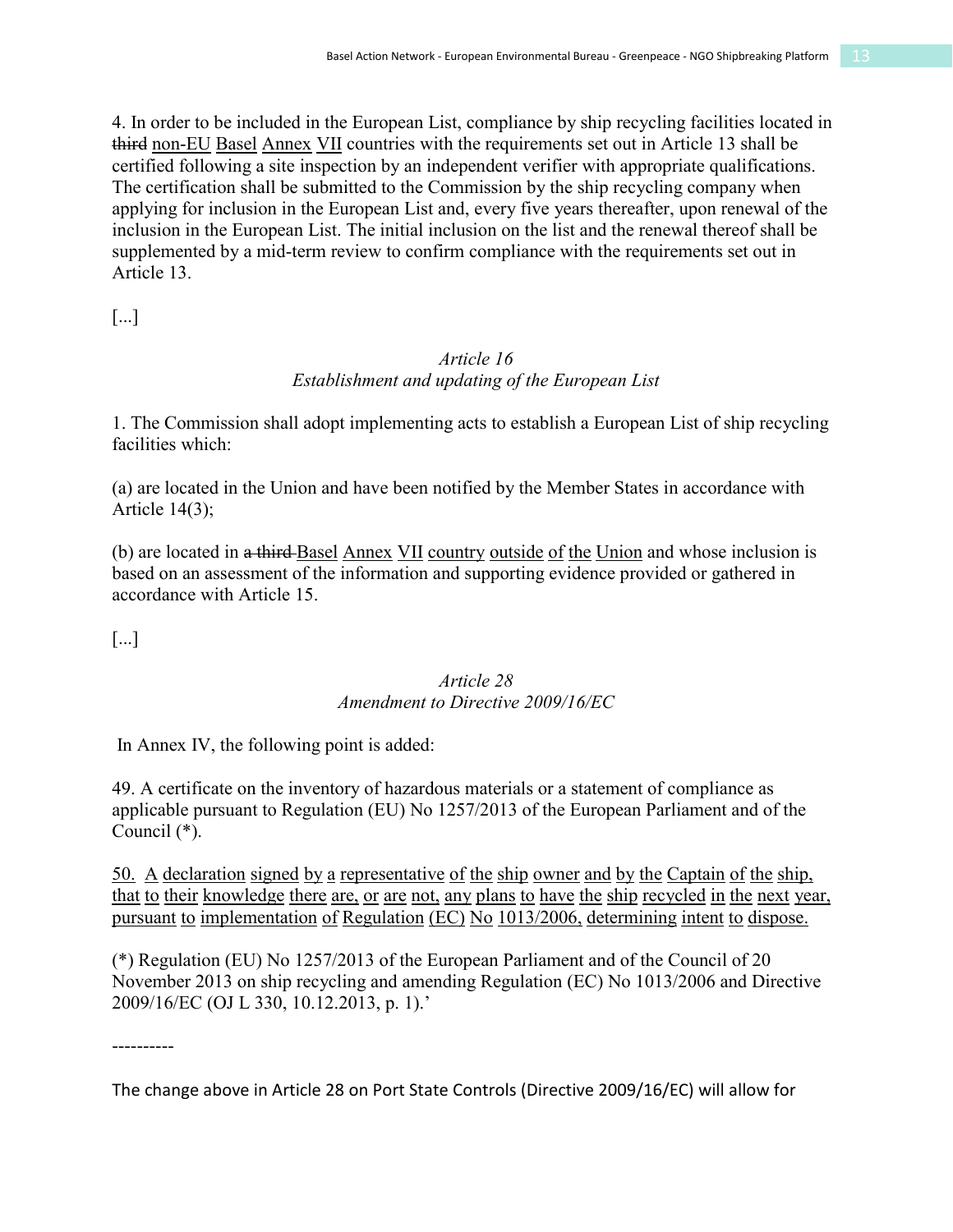4. In order to be included in the European List, compliance by ship recycling facilities located in ~~third~~ non-EU Basel Annex VII countries with the requirements set out in Article 13 shall be certified following a site inspection by an independent verifier with appropriate qualifications. The certification shall be submitted to the Commission by the ship recycling company when applying for inclusion in the European List and, every five years thereafter, upon renewal of the inclusion in the European List. The initial inclusion on the list and the renewal thereof shall be supplemented by a mid-term review to confirm compliance with the requirements set out in Article 13.

[...]

*Article 16*
*Establishment and updating of the European List*

1. The Commission shall adopt implementing acts to establish a European List of ship recycling facilities which:

(a) are located in the Union and have been notified by the Member States in accordance with Article 14(3);

(b) are located in ~~a third~~ Basel Annex VII country outside of the Union and whose inclusion is based on an assessment of the information and supporting evidence provided or gathered in accordance with Article 15.

[...]

*Article 28*
*Amendment to Directive 2009/16/EC*

In Annex IV, the following point is added:

49. A certificate on the inventory of hazardous materials or a statement of compliance as applicable pursuant to Regulation (EU) No 1257/2013 of the European Parliament and of the Council (*).

50. A declaration signed by a representative of the ship owner and by the Captain of the ship, that to their knowledge there are, or are not, any plans to have the ship recycled in the next year, pursuant to implementation of Regulation (EC) No 1013/2006, determining intent to dispose.

(*) Regulation (EU) No 1257/2013 of the European Parliament and of the Council of 20 November 2013 on ship recycling and amending Regulation (EC) No 1013/2006 and Directive 2009/16/EC (OJ L 330, 10.12.2013, p. 1).'

----------

The change above in Article 28 on Port State Controls (Directive 2009/16/EC) will allow for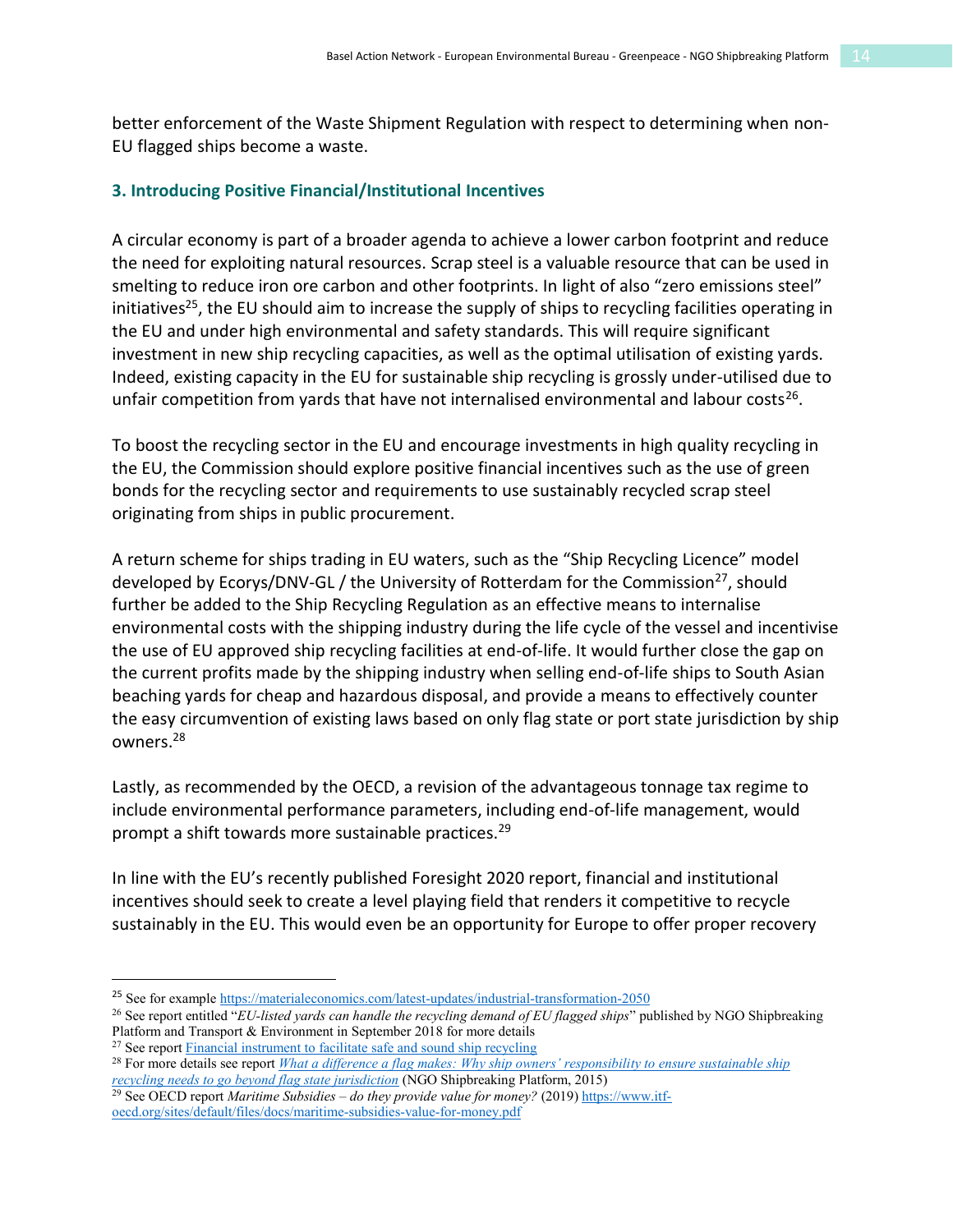better enforcement of the Waste Shipment Regulation with respect to determining when non-EU flagged ships become a waste.

### 3. Introducing Positive Financial/Institutional Incentives

A circular economy is part of a broader agenda to achieve a lower carbon footprint and reduce the need for exploiting natural resources. Scrap steel is a valuable resource that can be used in smelting to reduce iron ore carbon and other footprints. In light of also "zero emissions steel" initiatives[25], the EU should aim to increase the supply of ships to recycling facilities operating in the EU and under high environmental and safety standards. This will require significant investment in new ship recycling capacities, as well as the optimal utilisation of existing yards. Indeed, existing capacity in the EU for sustainable ship recycling is grossly under-utilised due to unfair competition from yards that have not internalised environmental and labour costs[26].

To boost the recycling sector in the EU and encourage investments in high quality recycling in the EU, the Commission should explore positive financial incentives such as the use of green bonds for the recycling sector and requirements to use sustainably recycled scrap steel originating from ships in public procurement.

A return scheme for ships trading in EU waters, such as the "Ship Recycling Licence" model developed by Ecorys/DNV-GL / the University of Rotterdam for the Commission[27], should further be added to the Ship Recycling Regulation as an effective means to internalise environmental costs with the shipping industry during the life cycle of the vessel and incentivise the use of EU approved ship recycling facilities at end-of-life. It would further close the gap on the current profits made by the shipping industry when selling end-of-life ships to South Asian beaching yards for cheap and hazardous disposal, and provide a means to effectively counter the easy circumvention of existing laws based on only flag state or port state jurisdiction by ship owners.[28]

Lastly, as recommended by the OECD, a revision of the advantageous tonnage tax regime to include environmental performance parameters, including end-of-life management, would prompt a shift towards more sustainable practices.[29]

In line with the EU's recently published Foresight 2020 report, financial and institutional incentives should seek to create a level playing field that renders it competitive to recycle sustainably in the EU. This would even be an opportunity for Europe to offer proper recovery

---

[25] See for example https://materialeconomics.com/latest-updates/industrial-transformation-2050

[26] See report entitled "*EU-listed yards can handle the recycling demand of EU flagged ships*" published by NGO Shipbreaking Platform and Transport & Environment in September 2018 for more details

[27] See report Financial instrument to facilitate safe and sound ship recycling

[28] For more details see report *What a difference a flag makes: Why ship owners' responsibility to ensure sustainable ship recycling needs to go beyond flag state jurisdiction* (NGO Shipbreaking Platform, 2015)

[29] See OECD report *Maritime Subsidies – do they provide value for money?* (2019) https://www.itf-oecd.org/sites/default/files/docs/maritime-subsidies-value-for-money.pdf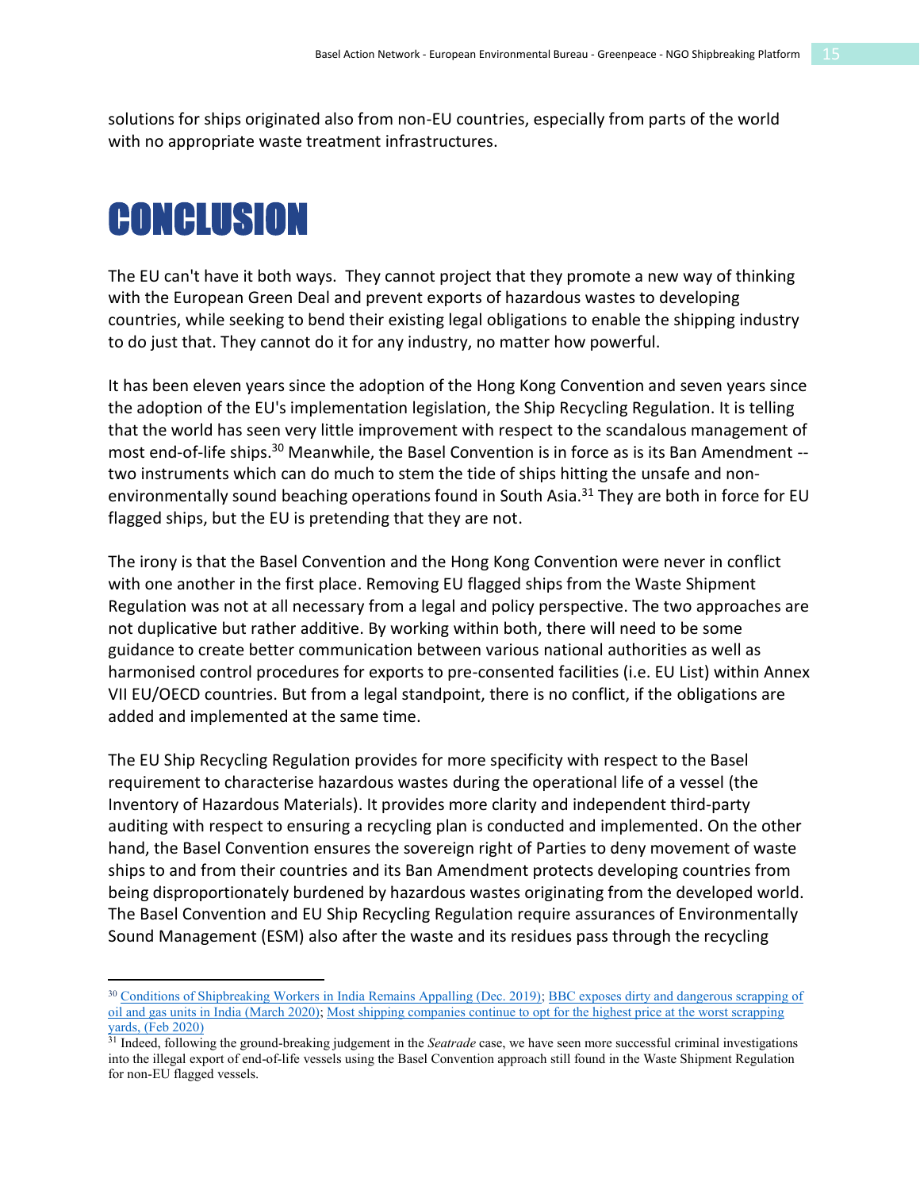solutions for ships originated also from non-EU countries, especially from parts of the world with no appropriate waste treatment infrastructures.

# CONCLUSION

The EU can't have it both ways. They cannot project that they promote a new way of thinking with the European Green Deal and prevent exports of hazardous wastes to developing countries, while seeking to bend their existing legal obligations to enable the shipping industry to do just that. They cannot do it for any industry, no matter how powerful.

It has been eleven years since the adoption of the Hong Kong Convention and seven years since the adoption of the EU's implementation legislation, the Ship Recycling Regulation. It is telling that the world has seen very little improvement with respect to the scandalous management of most end-of-life ships.[30] Meanwhile, the Basel Convention is in force as is its Ban Amendment -- two instruments which can do much to stem the tide of ships hitting the unsafe and non-environmentally sound beaching operations found in South Asia.[31] They are both in force for EU flagged ships, but the EU is pretending that they are not.

The irony is that the Basel Convention and the Hong Kong Convention were never in conflict with one another in the first place. Removing EU flagged ships from the Waste Shipment Regulation was not at all necessary from a legal and policy perspective. The two approaches are not duplicative but rather additive. By working within both, there will need to be some guidance to create better communication between various national authorities as well as harmonised control procedures for exports to pre-consented facilities (i.e. EU List) within Annex VII EU/OECD countries. But from a legal standpoint, there is no conflict, if the obligations are added and implemented at the same time.

The EU Ship Recycling Regulation provides for more specificity with respect to the Basel requirement to characterise hazardous wastes during the operational life of a vessel (the Inventory of Hazardous Materials). It provides more clarity and independent third-party auditing with respect to ensuring a recycling plan is conducted and implemented. On the other hand, the Basel Convention ensures the sovereign right of Parties to deny movement of waste ships to and from their countries and its Ban Amendment protects developing countries from being disproportionately burdened by hazardous wastes originating from the developed world. The Basel Convention and EU Ship Recycling Regulation require assurances of Environmentally Sound Management (ESM) also after the waste and its residues pass through the recycling

---

[30] Conditions of Shipbreaking Workers in India Remains Appalling (Dec. 2019); BBC exposes dirty and dangerous scrapping of oil and gas units in India (March 2020); Most shipping companies continue to opt for the highest price at the worst scrapping yards, (Feb 2020)

[31] Indeed, following the ground-breaking judgement in the *Seatrade* case, we have seen more successful criminal investigations into the illegal export of end-of-life vessels using the Basel Convention approach still found in the Waste Shipment Regulation for non-EU flagged vessels.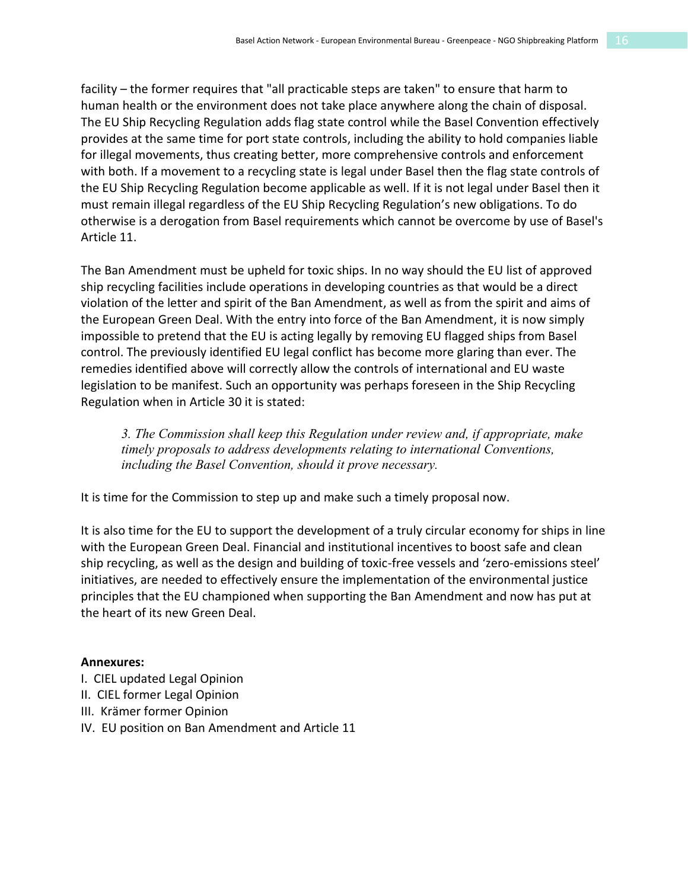facility – the former requires that "all practicable steps are taken" to ensure that harm to human health or the environment does not take place anywhere along the chain of disposal. The EU Ship Recycling Regulation adds flag state control while the Basel Convention effectively provides at the same time for port state controls, including the ability to hold companies liable for illegal movements, thus creating better, more comprehensive controls and enforcement with both. If a movement to a recycling state is legal under Basel then the flag state controls of the EU Ship Recycling Regulation become applicable as well. If it is not legal under Basel then it must remain illegal regardless of the EU Ship Recycling Regulation's new obligations. To do otherwise is a derogation from Basel requirements which cannot be overcome by use of Basel's Article 11.

The Ban Amendment must be upheld for toxic ships. In no way should the EU list of approved ship recycling facilities include operations in developing countries as that would be a direct violation of the letter and spirit of the Ban Amendment, as well as from the spirit and aims of the European Green Deal. With the entry into force of the Ban Amendment, it is now simply impossible to pretend that the EU is acting legally by removing EU flagged ships from Basel control. The previously identified EU legal conflict has become more glaring than ever. The remedies identified above will correctly allow the controls of international and EU waste legislation to be manifest. Such an opportunity was perhaps foreseen in the Ship Recycling Regulation when in Article 30 it is stated:

> *3. The Commission shall keep this Regulation under review and, if appropriate, make timely proposals to address developments relating to international Conventions, including the Basel Convention, should it prove necessary.*

It is time for the Commission to step up and make such a timely proposal now.

It is also time for the EU to support the development of a truly circular economy for ships in line with the European Green Deal. Financial and institutional incentives to boost safe and clean ship recycling, as well as the design and building of toxic-free vessels and 'zero-emissions steel' initiatives, are needed to effectively ensure the implementation of the environmental justice principles that the EU championed when supporting the Ban Amendment and now has put at the heart of its new Green Deal.

**Annexures:**

I. CIEL updated Legal Opinion
II. CIEL former Legal Opinion
III. Krämer former Opinion
IV. EU position on Ban Amendment and Article 11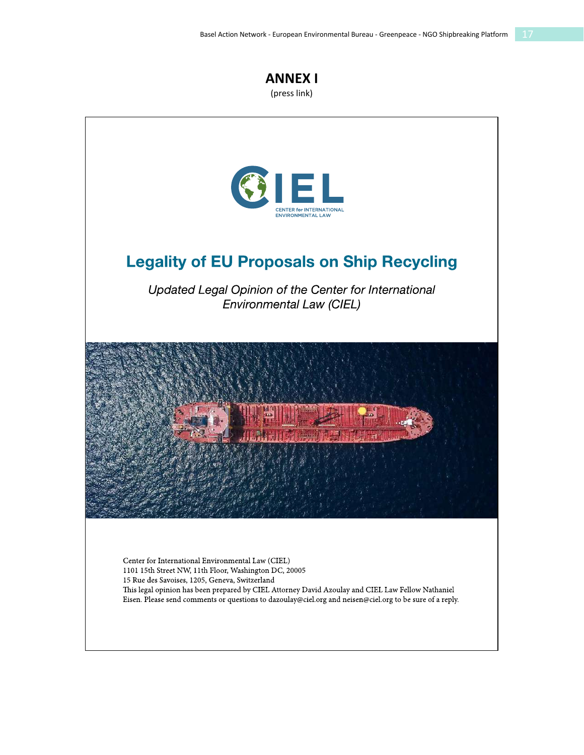# ANNEX I

(press link)

CENTER for INTERNATIONAL ENVIRONMENTAL LAW

## Legality of EU Proposals on Ship Recycling

*Updated Legal Opinion of the Center for International Environmental Law (CIEL)*

Center for International Environmental Law (CIEL)
1101 15th Street NW, 11th Floor, Washington DC, 20005
15 Rue des Savoises, 1205, Geneva, Switzerland
This legal opinion has been prepared by CIEL Attorney David Azoulay and CIEL Law Fellow Nathaniel Eisen. Please send comments or questions to dazoulay@ciel.org and neisen@ciel.org to be sure of a reply.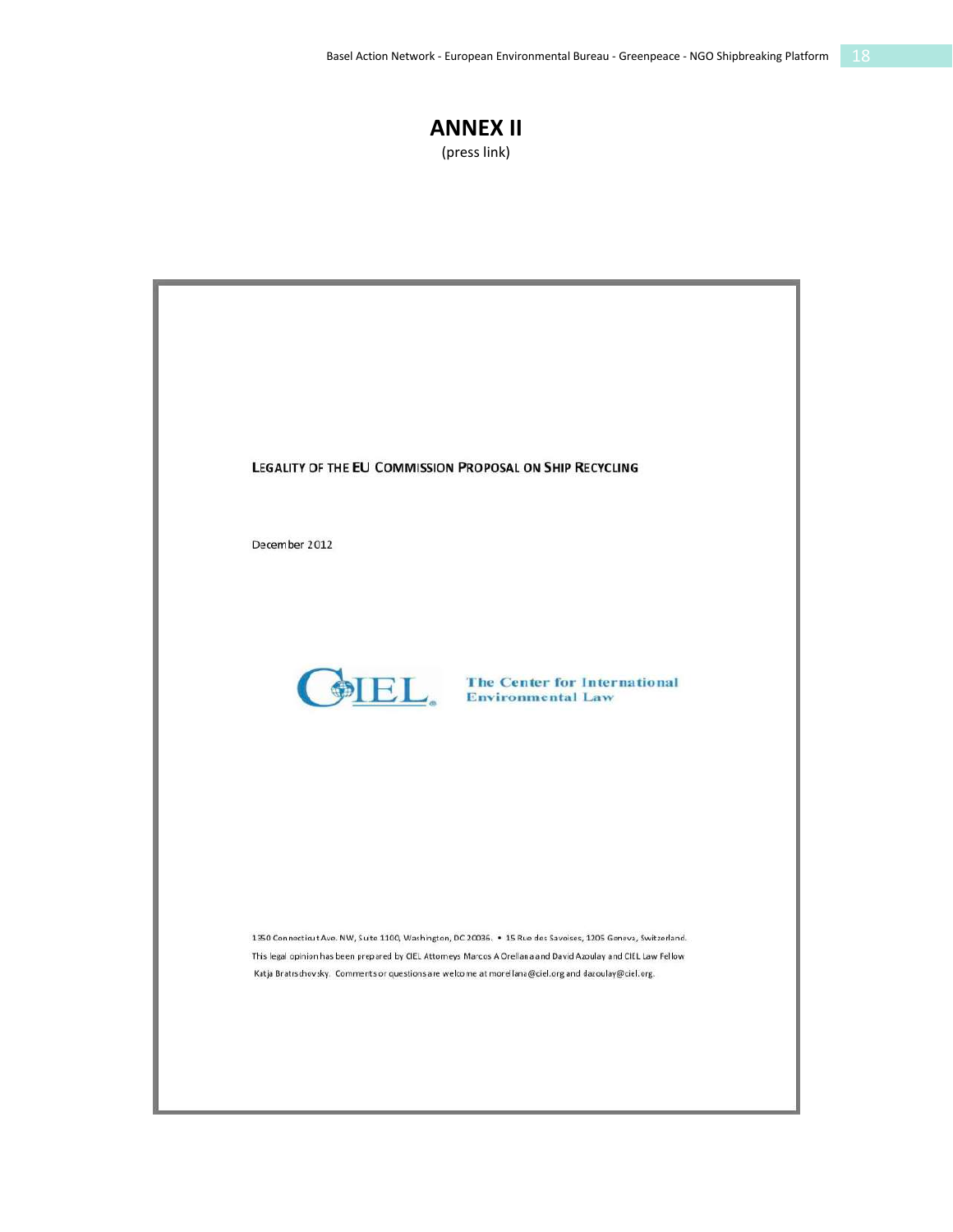# ANNEX II

(press link)

LEGALITY OF THE EU COMMISSION PROPOSAL ON SHIP RECYCLING

December 2012

CIEL The Center for International Environmental Law

1350 Connecticut Ave. NW, Suite 1100, Washington, DC 20036. • 15 Rue des Savoises, 1205 Geneva, Switzerland.

This legal opinion has been prepared by CIEL Attorneys Marcos A Orellana and David Azoulay and CIEL Law Fellow Katja Bratrschovsky. Comments or questions are welcome at morellana@ciel.org and dazoulay@ciel.org.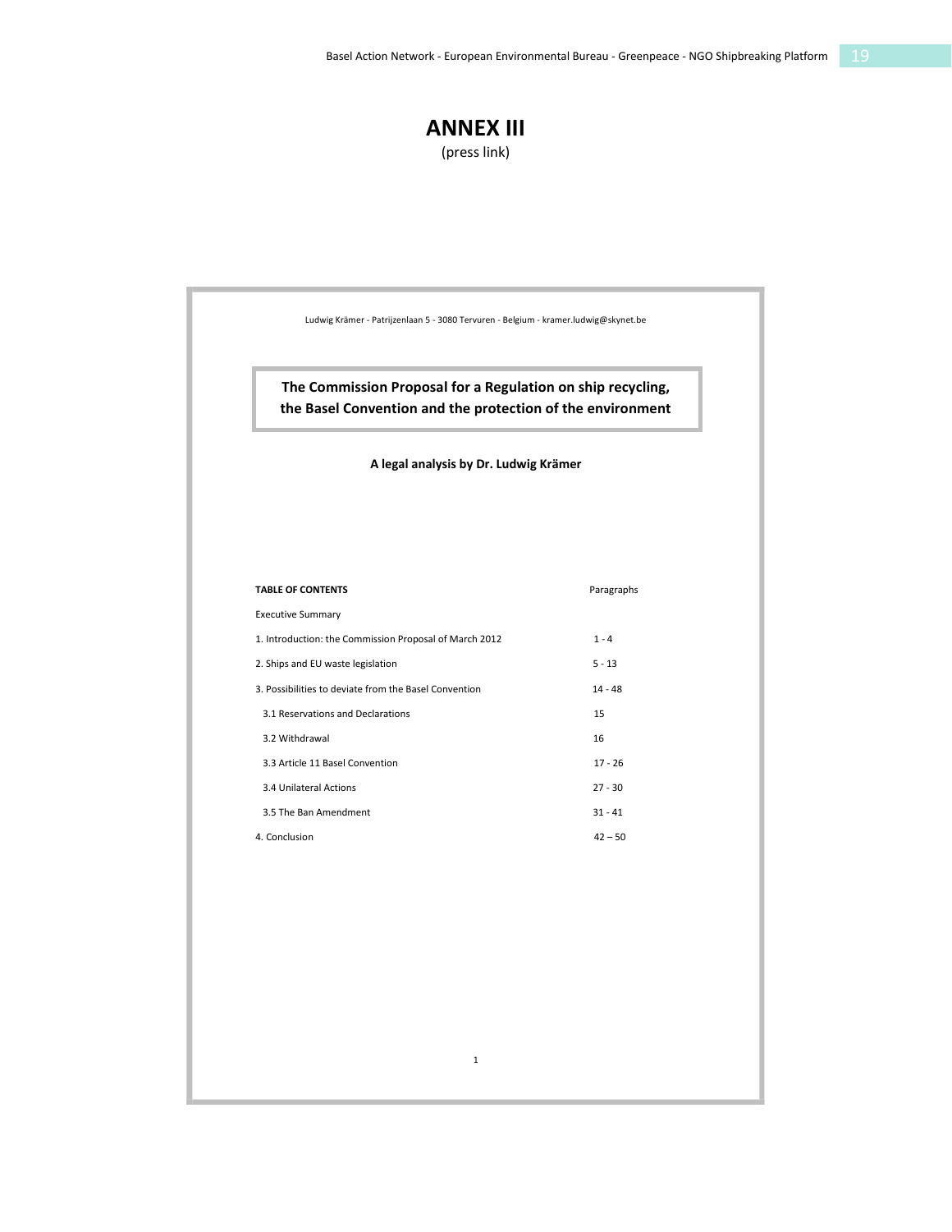# ANNEX III

(press link)

Ludwig Krämer - Patrijzenlaan 5 - 3080 Tervuren - Belgium - kramer.ludwig@skynet.be

## The Commission Proposal for a Regulation on ship recycling, the Basel Convention and the protection of the environment

**A legal analysis by Dr. Ludwig Krämer**

| TABLE OF CONTENTS | Paragraphs |
|---|---|
| Executive Summary | |
| 1. Introduction: the Commission Proposal of March 2012 | 1 - 4 |
| 2. Ships and EU waste legislation | 5 - 13 |
| 3. Possibilities to deviate from the Basel Convention | 14 - 48 |
| 3.1 Reservations and Declarations | 15 |
| 3.2 Withdrawal | 16 |
| 3.3 Article 11 Basel Convention | 17 - 26 |
| 3.4 Unilateral Actions | 27 - 30 |
| 3.5 The Ban Amendment | 31 - 41 |
| 4. Conclusion | 42 – 50 |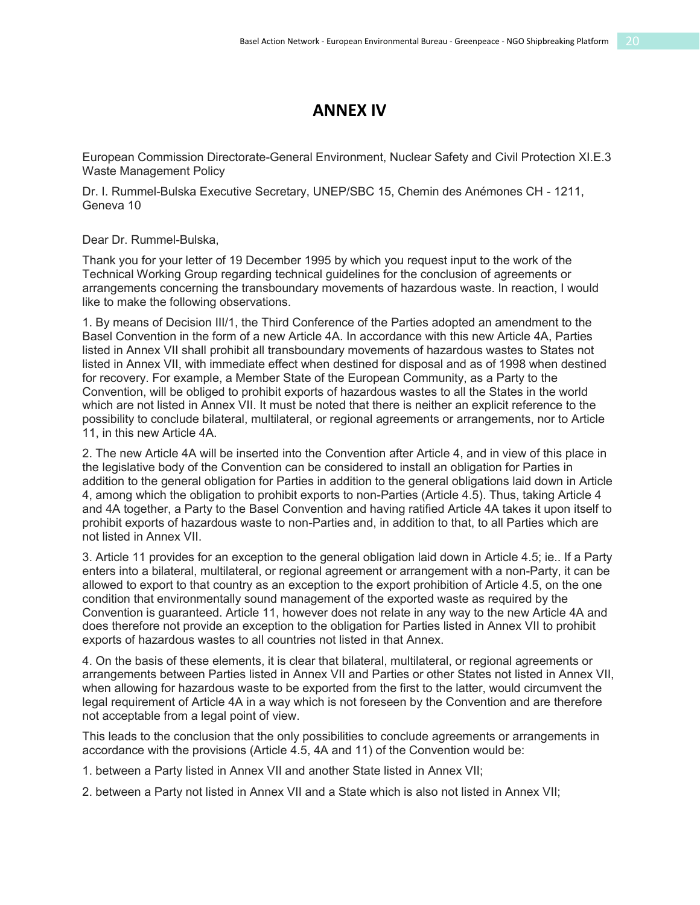# ANNEX IV

European Commission Directorate-General Environment, Nuclear Safety and Civil Protection XI.E.3 Waste Management Policy

Dr. I. Rummel-Bulska Executive Secretary, UNEP/SBC 15, Chemin des Anémones CH - 1211, Geneva 10

Dear Dr. Rummel-Bulska,

Thank you for your letter of 19 December 1995 by which you request input to the work of the Technical Working Group regarding technical guidelines for the conclusion of agreements or arrangements concerning the transboundary movements of hazardous waste. In reaction, I would like to make the following observations.

1. By means of Decision III/1, the Third Conference of the Parties adopted an amendment to the Basel Convention in the form of a new Article 4A. In accordance with this new Article 4A, Parties listed in Annex VII shall prohibit all transboundary movements of hazardous wastes to States not listed in Annex VII, with immediate effect when destined for disposal and as of 1998 when destined for recovery. For example, a Member State of the European Community, as a Party to the Convention, will be obliged to prohibit exports of hazardous wastes to all the States in the world which are not listed in Annex VII. It must be noted that there is neither an explicit reference to the possibility to conclude bilateral, multilateral, or regional agreements or arrangements, nor to Article 11, in this new Article 4A.

2. The new Article 4A will be inserted into the Convention after Article 4, and in view of this place in the legislative body of the Convention can be considered to install an obligation for Parties in addition to the general obligation for Parties in addition to the general obligations laid down in Article 4, among which the obligation to prohibit exports to non-Parties (Article 4.5). Thus, taking Article 4 and 4A together, a Party to the Basel Convention and having ratified Article 4A takes it upon itself to prohibit exports of hazardous waste to non-Parties and, in addition to that, to all Parties which are not listed in Annex VII.

3. Article 11 provides for an exception to the general obligation laid down in Article 4.5; ie.. If a Party enters into a bilateral, multilateral, or regional agreement or arrangement with a non-Party, it can be allowed to export to that country as an exception to the export prohibition of Article 4.5, on the one condition that environmentally sound management of the exported waste as required by the Convention is guaranteed. Article 11, however does not relate in any way to the new Article 4A and does therefore not provide an exception to the obligation for Parties listed in Annex VII to prohibit exports of hazardous wastes to all countries not listed in that Annex.

4. On the basis of these elements, it is clear that bilateral, multilateral, or regional agreements or arrangements between Parties listed in Annex VII and Parties or other States not listed in Annex VII, when allowing for hazardous waste to be exported from the first to the latter, would circumvent the legal requirement of Article 4A in a way which is not foreseen by the Convention and are therefore not acceptable from a legal point of view.

This leads to the conclusion that the only possibilities to conclude agreements or arrangements in accordance with the provisions (Article 4.5, 4A and 11) of the Convention would be:

1. between a Party listed in Annex VII and another State listed in Annex VII;

2. between a Party not listed in Annex VII and a State which is also not listed in Annex VII;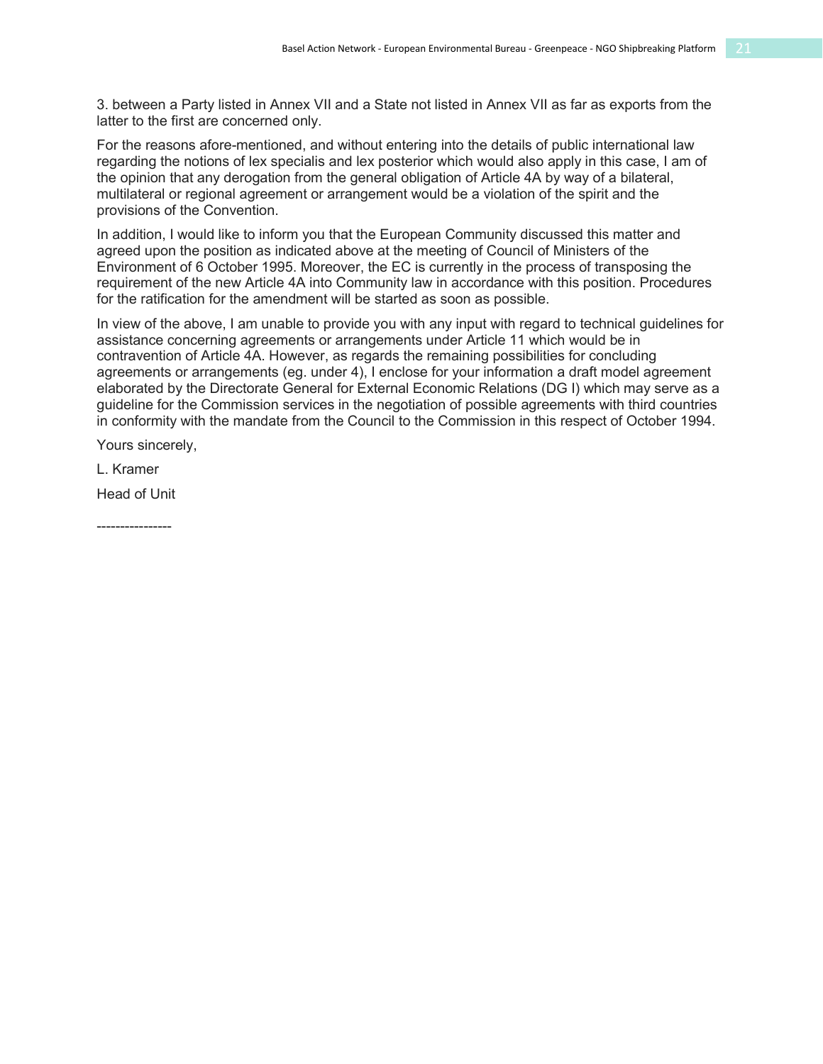3. between a Party listed in Annex VII and a State not listed in Annex VII as far as exports from the latter to the first are concerned only.

For the reasons afore-mentioned, and without entering into the details of public international law regarding the notions of lex specialis and lex posterior which would also apply in this case, I am of the opinion that any derogation from the general obligation of Article 4A by way of a bilateral, multilateral or regional agreement or arrangement would be a violation of the spirit and the provisions of the Convention.

In addition, I would like to inform you that the European Community discussed this matter and agreed upon the position as indicated above at the meeting of Council of Ministers of the Environment of 6 October 1995. Moreover, the EC is currently in the process of transposing the requirement of the new Article 4A into Community law in accordance with this position. Procedures for the ratification for the amendment will be started as soon as possible.

In view of the above, I am unable to provide you with any input with regard to technical guidelines for assistance concerning agreements or arrangements under Article 11 which would be in contravention of Article 4A. However, as regards the remaining possibilities for concluding agreements or arrangements (eg. under 4), I enclose for your information a draft model agreement elaborated by the Directorate General for External Economic Relations (DG I) which may serve as a guideline for the Commission services in the negotiation of possible agreements with third countries in conformity with the mandate from the Council to the Commission in this respect of October 1994.

Yours sincerely,

L. Kramer

Head of Unit

----------------